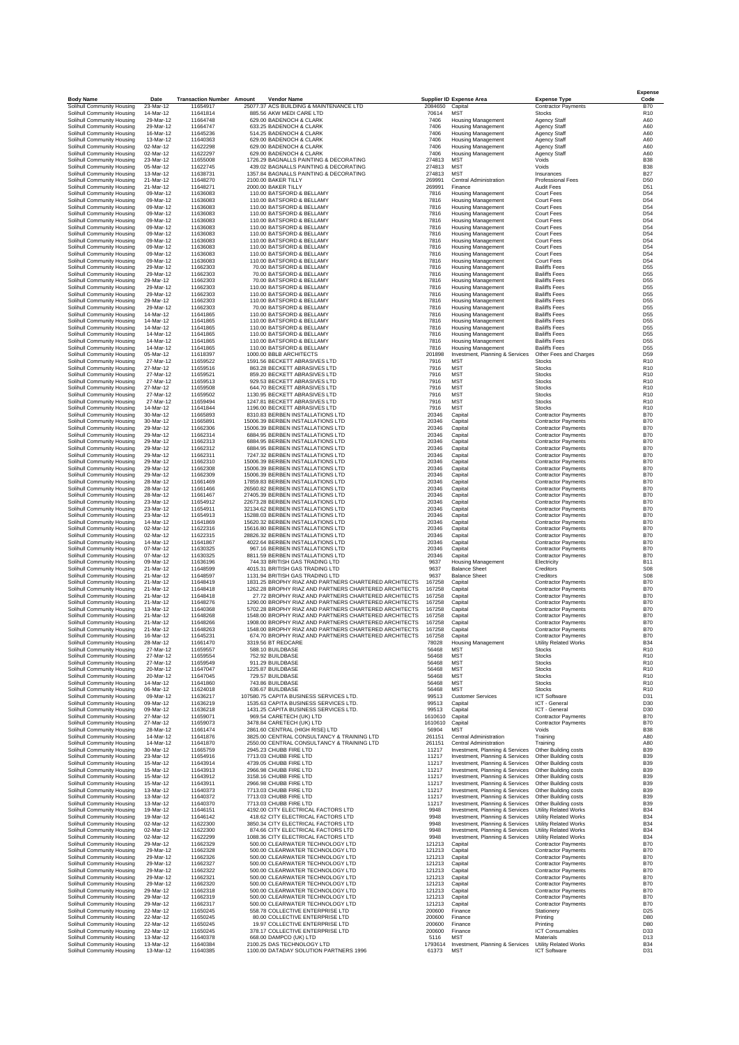| Body Name | Date | Transaction Number | Amount | Vendor Name | Supplier ID | Expense Area | Expense Type | Expense Code |
|---|---|---|---|---|---|---|---|---|
| Solihull Community Housing | 23-Mar-12 | 11654917 | 25077.37 | ACS BUILDING & MAINTENANCE LTD | 2084650 | Capital | Contractor Payments | B70 |
| Solihull Community Housing | 14-Mar-12 | 11641814 | 885.56 | AKW MEDI CARE LTD | 70614 | MST | Stocks | R10 |
| Solihull Community Housing | 29-Mar-12 | 11664748 | 629.00 | BADENOCH & CLARK | 7406 | Housing Management | Agency Staff | A60 |
| Solihull Community Housing | 29-Mar-12 | 11664747 | 633.25 | BADENOCH & CLARK | 7406 | Housing Management | Agency Staff | A60 |
| Solihull Community Housing | 16-Mar-12 | 11645236 | 514.25 | BADENOCH & CLARK | 7406 | Housing Management | Agency Staff | A60 |
| Solihull Community Housing | 13-Mar-12 | 11640363 | 629.00 | BADENOCH & CLARK | 7406 | Housing Management | Agency Staff | A60 |
| Solihull Community Housing | 02-Mar-12 | 11622298 | 629.00 | BADENOCH & CLARK | 7406 | Housing Management | Agency Staff | A60 |
| Solihull Community Housing | 02-Mar-12 | 11622297 | 629.00 | BADENOCH & CLARK | 7406 | Housing Management | Agency Staff | A60 |
| Solihull Community Housing | 23-Mar-12 | 11655008 | 1726.29 | BAGNALLS PAINTING & DECORATING | 274813 | MST | Voids | B38 |
| Solihull Community Housing | 05-Mar-12 | 11622745 | 439.02 | BAGNALLS PAINTING & DECORATING | 274813 | MST | Voids | B38 |
| Solihull Community Housing | 13-Mar-12 | 11638731 | 1357.84 | BAGNALLS PAINTING & DECORATING | 274813 | MST | Insurances | B27 |
| Solihull Community Housing | 21-Mar-12 | 11648270 | 2100.00 | BAKER TILLY | 269991 | Central Administration | Professional Fees | D50 |
| Solihull Community Housing | 21-Mar-12 | 11648271 | 2000.00 | BAKER TILLY | 269991 | Finance | Audit Fees | D51 |
| Solihull Community Housing | 09-Mar-12 | 11636083 | 110.00 | BATSFORD & BELLAMY | 7816 | Housing Management | Court Fees | D54 |
| Solihull Community Housing | 09-Mar-12 | 11636083 | 110.00 | BATSFORD & BELLAMY | 7816 | Housing Management | Court Fees | D54 |
| Solihull Community Housing | 09-Mar-12 | 11636083 | 110.00 | BATSFORD & BELLAMY | 7816 | Housing Management | Court Fees | D54 |
| Solihull Community Housing | 09-Mar-12 | 11636083 | 110.00 | BATSFORD & BELLAMY | 7816 | Housing Management | Court Fees | D54 |
| Solihull Community Housing | 09-Mar-12 | 11636083 | 110.00 | BATSFORD & BELLAMY | 7816 | Housing Management | Court Fees | D54 |
| Solihull Community Housing | 09-Mar-12 | 11636083 | 110.00 | BATSFORD & BELLAMY | 7816 | Housing Management | Court Fees | D54 |
| Solihull Community Housing | 09-Mar-12 | 11636083 | 110.00 | BATSFORD & BELLAMY | 7816 | Housing Management | Court Fees | D54 |
| Solihull Community Housing | 09-Mar-12 | 11636083 | 110.00 | BATSFORD & BELLAMY | 7816 | Housing Management | Court Fees | D54 |
| Solihull Community Housing | 09-Mar-12 | 11636083 | 110.00 | BATSFORD & BELLAMY | 7816 | Housing Management | Court Fees | D54 |
| Solihull Community Housing | 09-Mar-12 | 11636083 | 110.00 | BATSFORD & BELLAMY | 7816 | Housing Management | Court Fees | D54 |
| Solihull Community Housing | 09-Mar-12 | 11636083 | 110.00 | BATSFORD & BELLAMY | 7816 | Housing Management | Court Fees | D54 |
| Solihull Community Housing | 29-Mar-12 | 11662303 | 70.00 | BATSFORD & BELLAMY | 7816 | Housing Management | Bailiffs Fees | D55 |
| Solihull Community Housing | 29-Mar-12 | 11662303 | 70.00 | BATSFORD & BELLAMY | 7816 | Housing Management | Bailiffs Fees | D55 |
| Solihull Community Housing | 29-Mar-12 | 11662303 | 70.00 | BATSFORD & BELLAMY | 7816 | Housing Management | Bailiffs Fees | D55 |
| Solihull Community Housing | 29-Mar-12 | 11662303 | 110.00 | BATSFORD & BELLAMY | 7816 | Housing Management | Bailiffs Fees | D55 |
| Solihull Community Housing | 29-Mar-12 | 11662303 | 110.00 | BATSFORD & BELLAMY | 7816 | Housing Management | Bailiffs Fees | D55 |
| Solihull Community Housing | 29-Mar-12 | 11662303 | 110.00 | BATSFORD & BELLAMY | 7816 | Housing Management | Bailiffs Fees | D55 |
| Solihull Community Housing | 29-Mar-12 | 11662303 | 70.00 | BATSFORD & BELLAMY | 7816 | Housing Management | Bailiffs Fees | D55 |
| Solihull Community Housing | 14-Mar-12 | 11641865 | 110.00 | BATSFORD & BELLAMY | 7816 | Housing Management | Bailiffs Fees | D55 |
| Solihull Community Housing | 14-Mar-12 | 11641865 | 110.00 | BATSFORD & BELLAMY | 7816 | Housing Management | Bailiffs Fees | D55 |
| Solihull Community Housing | 14-Mar-12 | 11641865 | 110.00 | BATSFORD & BELLAMY | 7816 | Housing Management | Bailiffs Fees | D55 |
| Solihull Community Housing | 14-Mar-12 | 11641865 | 110.00 | BATSFORD & BELLAMY | 7816 | Housing Management | Bailiffs Fees | D55 |
| Solihull Community Housing | 14-Mar-12 | 11641865 | 110.00 | BATSFORD & BELLAMY | 7816 | Housing Management | Bailiffs Fees | D55 |
| Solihull Community Housing | 14-Mar-12 | 11641865 | 110.00 | BATSFORD & BELLAMY | 7816 | Housing Management | Bailiffs Fees | D55 |
| Solihull Community Housing | 05-Mar-12 | 11618397 | 1000.00 | BBLB ARCHITECTS | 201898 | Investment, Planning & Services | Other Fees and Charges | D59 |
| Solihull Community Housing | 27-Mar-12 | 11659522 | 1591.56 | BECKETT ABRASIVES LTD | 7916 | MST | Stocks | R10 |
| Solihull Community Housing | 27-Mar-12 | 11659516 | 863.28 | BECKETT ABRASIVES LTD | 7916 | MST | Stocks | R10 |
| Solihull Community Housing | 27-Mar-12 | 11659521 | 859.20 | BECKETT ABRASIVES LTD | 7916 | MST | Stocks | R10 |
| Solihull Community Housing | 27-Mar-12 | 11659513 | 929.53 | BECKETT ABRASIVES LTD | 7916 | MST | Stocks | R10 |
| Solihull Community Housing | 27-Mar-12 | 11659508 | 644.70 | BECKETT ABRASIVES LTD | 7916 | MST | Stocks | R10 |
| Solihull Community Housing | 27-Mar-12 | 11659502 | 1130.95 | BECKETT ABRASIVES LTD | 7916 | MST | Stocks | R10 |
| Solihull Community Housing | 27-Mar-12 | 11659494 | 1247.81 | BECKETT ABRASIVES LTD | 7916 | MST | Stocks | R10 |
| Solihull Community Housing | 14-Mar-12 | 11641844 | 1196.00 | BECKETT ABRASIVES LTD | 7916 | MST | Stocks | R10 |
| Solihull Community Housing | 30-Mar-12 | 11665893 | 8310.83 | BERBEN INSTALLATIONS LTD | 20346 | Capital | Contractor Payments | B70 |
| Solihull Community Housing | 30-Mar-12 | 11665891 | 15006.39 | BERBEN INSTALLATIONS LTD | 20346 | Capital | Contractor Payments | B70 |
| Solihull Community Housing | 29-Mar-12 | 11662306 | 15006.39 | BERBEN INSTALLATIONS LTD | 20346 | Capital | Contractor Payments | B70 |
| Solihull Community Housing | 29-Mar-12 | 11662314 | 6884.95 | BERBEN INSTALLATIONS LTD | 20346 | Capital | Contractor Payments | B70 |
| Solihull Community Housing | 29-Mar-12 | 11662313 | 6884.95 | BERBEN INSTALLATIONS LTD | 20346 | Capital | Contractor Payments | B70 |
| Solihull Community Housing | 29-Mar-12 | 11662312 | 6884.95 | BERBEN INSTALLATIONS LTD | 20346 | Capital | Contractor Payments | B70 |
| Solihull Community Housing | 29-Mar-12 | 11662311 | 7247.32 | BERBEN INSTALLATIONS LTD | 20346 | Capital | Contractor Payments | B70 |
| Solihull Community Housing | 29-Mar-12 | 11662310 | 15006.39 | BERBEN INSTALLATIONS LTD | 20346 | Capital | Contractor Payments | B70 |
| Solihull Community Housing | 29-Mar-12 | 11662308 | 15006.39 | BERBEN INSTALLATIONS LTD | 20346 | Capital | Contractor Payments | B70 |
| Solihull Community Housing | 29-Mar-12 | 11662309 | 15006.39 | BERBEN INSTALLATIONS LTD | 20346 | Capital | Contractor Payments | B70 |
| Solihull Community Housing | 28-Mar-12 | 11661469 | 17859.83 | BERBEN INSTALLATIONS LTD | 20346 | Capital | Contractor Payments | B70 |
| Solihull Community Housing | 28-Mar-12 | 11661466 | 26560.82 | BERBEN INSTALLATIONS LTD | 20346 | Capital | Contractor Payments | B70 |
| Solihull Community Housing | 28-Mar-12 | 11661467 | 27405.39 | BERBEN INSTALLATIONS LTD | 20346 | Capital | Contractor Payments | B70 |
| Solihull Community Housing | 23-Mar-12 | 11654912 | 22673.28 | BERBEN INSTALLATIONS LTD | 20346 | Capital | Contractor Payments | B70 |
| Solihull Community Housing | 23-Mar-12 | 11654911 | 32134.62 | BERBEN INSTALLATIONS LTD | 20346 | Capital | Contractor Payments | B70 |
| Solihull Community Housing | 23-Mar-12 | 11654913 | 15288.03 | BERBEN INSTALLATIONS LTD | 20346 | Capital | Contractor Payments | B70 |
| Solihull Community Housing | 14-Mar-12 | 11641869 | 15620.32 | BERBEN INSTALLATIONS LTD | 20346 | Capital | Contractor Payments | B70 |
| Solihull Community Housing | 02-Mar-12 | 11622316 | 15616.80 | BERBEN INSTALLATIONS LTD | 20346 | Capital | Contractor Payments | B70 |
| Solihull Community Housing | 02-Mar-12 | 11622315 | 28826.32 | BERBEN INSTALLATIONS LTD | 20346 | Capital | Contractor Payments | B70 |
| Solihull Community Housing | 14-Mar-12 | 11641867 | 4022.64 | BERBEN INSTALLATIONS LTD | 20346 | Capital | Contractor Payments | B70 |
| Solihull Community Housing | 07-Mar-12 | 11630325 | 967.16 | BERBEN INSTALLATIONS LTD | 20346 | Capital | Contractor Payments | B70 |
| Solihull Community Housing | 07-Mar-12 | 11630325 | 8811.59 | BERBEN INSTALLATIONS LTD | 20346 | Capital | Contractor Payments | B70 |
| Solihull Community Housing | 09-Mar-12 | 11636196 | 744.33 | BRITISH GAS TRADING LTD | 9637 | Housing Management | Electricity | B11 |
| Solihull Community Housing | 21-Mar-12 | 11648599 | 4015.31 | BRITISH GAS TRADING LTD | 9637 | Balance Sheet | Creditors | S08 |
| Solihull Community Housing | 21-Mar-12 | 11648597 | 1131.94 | BRITISH GAS TRADING LTD | 9637 | Balance Sheet | Creditors | S08 |
| Solihull Community Housing | 21-Mar-12 | 11648419 | 1831.25 | BROPHY RIAZ AND PARTNERS CHARTERED ARCHITECTS | 167258 | Capital | Contractor Payments | B70 |
| Solihull Community Housing | 21-Mar-12 | 11648418 | 1262.28 | BROPHY RIAZ AND PARTNERS CHARTERED ARCHITECTS | 167258 | Capital | Contractor Payments | B70 |
| Solihull Community Housing | 21-Mar-12 | 11648418 | 27.72 | BROPHY RIAZ AND PARTNERS CHARTERED ARCHITECTS | 167258 | Capital | Contractor Payments | B70 |
| Solihull Community Housing | 21-Mar-12 | 11648276 | 1290.00 | BROPHY RIAZ AND PARTNERS CHARTERED ARCHITECTS | 167258 | Capital | Contractor Payments | B70 |
| Solihull Community Housing | 13-Mar-12 | 11640368 | 5702.28 | BROPHY RIAZ AND PARTNERS CHARTERED ARCHITECTS | 167258 | Capital | Contractor Payments | B70 |
| Solihull Community Housing | 21-Mar-12 | 11648268 | 1548.00 | BROPHY RIAZ AND PARTNERS CHARTERED ARCHITECTS | 167258 | Capital | Contractor Payments | B70 |
| Solihull Community Housing | 21-Mar-12 | 11648266 | 1908.00 | BROPHY RIAZ AND PARTNERS CHARTERED ARCHITECTS | 167258 | Capital | Contractor Payments | B70 |
| Solihull Community Housing | 21-Mar-12 | 11648263 | 1548.00 | BROPHY RIAZ AND PARTNERS CHARTERED ARCHITECTS | 167258 | Capital | Contractor Payments | B70 |
| Solihull Community Housing | 16-Mar-12 | 11645231 | 674.70 | BROPHY RIAZ AND PARTNERS CHARTERED ARCHITECTS | 167258 | Capital | Contractor Payments | B70 |
| Solihull Community Housing | 28-Mar-12 | 11661470 | 3319.56 | BT REDCARE | 78028 | Housing Management | Utility Related Works | B34 |
| Solihull Community Housing | 27-Mar-12 | 11659557 | 588.10 | BUILDBASE | 56468 | MST | Stocks | R10 |
| Solihull Community Housing | 27-Mar-12 | 11659554 | 752.92 | BUILDBASE | 56468 | MST | Stocks | R10 |
| Solihull Community Housing | 27-Mar-12 | 11659549 | 911.29 | BUILDBASE | 56468 | MST | Stocks | R10 |
| Solihull Community Housing | 20-Mar-12 | 11647047 | 1225.87 | BUILDBASE | 56468 | MST | Stocks | R10 |
| Solihull Community Housing | 20-Mar-12 | 11647045 | 729.57 | BUILDBASE | 56468 | MST | Stocks | R10 |
| Solihull Community Housing | 14-Mar-12 | 11641860 | 743.86 | BUILDBASE | 56468 | MST | Stocks | R10 |
| Solihull Community Housing | 06-Mar-12 | 11624018 | 636.67 | BUILDBASE | 56468 | MST | Stocks | R10 |
| Solihull Community Housing | 09-Mar-12 | 11636217 | 107580.75 | CAPITA BUSINESS SERVICES LTD. | 99513 | Customer Services | ICT Software | D31 |
| Solihull Community Housing | 09-Mar-12 | 11636219 | 1535.63 | CAPITA BUSINESS SERVICES LTD. | 99513 | Capital | ICT - General | D30 |
| Solihull Community Housing | 09-Mar-12 | 11636218 | 1431.25 | CAPITA BUSINESS SERVICES LTD. | 99513 | Capital | ICT - General | D30 |
| Solihull Community Housing | 27-Mar-12 | 11659071 | 969.54 | CARETECH (UK) LTD | 1610610 | Capital | Contractor Payments | B70 |
| Solihull Community Housing | 27-Mar-12 | 11659073 | 3478.84 | CARETECH (UK) LTD | 1610610 | Capital | Contractor Payments | B70 |
| Solihull Community Housing | 28-Mar-12 | 11661474 | 2861.60 | CENTRAL (HIGH RISE) LTD | 56904 | MST | Voids | B38 |
| Solihull Community Housing | 14-Mar-12 | 11641876 | 3825.00 | CENTRAL CONSULTANCY & TRAINING LTD | 261151 | Central Administration | Training | A80 |
| Solihull Community Housing | 14-Mar-12 | 11641870 | 2550.00 | CENTRAL CONSULTANCY & TRAINING LTD | 261151 | Central Administration | Training | A80 |
| Solihull Community Housing | 30-Mar-12 | 11665759 | 2945.23 | CHUBB FIRE LTD | 11217 | Investment, Planning & Services | Other Building costs | B39 |
| Solihull Community Housing | 23-Mar-12 | 11654916 | 7713.03 | CHUBB FIRE LTD | 11217 | Investment, Planning & Services | Other Building costs | B39 |
| Solihull Community Housing | 15-Mar-12 | 11643914 | 4739.05 | CHUBB FIRE LTD | 11217 | Investment, Planning & Services | Other Building costs | B39 |
| Solihull Community Housing | 15-Mar-12 | 11643913 | 2966.98 | CHUBB FIRE LTD | 11217 | Investment, Planning & Services | Other Building costs | B39 |
| Solihull Community Housing | 15-Mar-12 | 11643912 | 3158.16 | CHUBB FIRE LTD | 11217 | Investment, Planning & Services | Other Building costs | B39 |
| Solihull Community Housing | 15-Mar-12 | 11643911 | 2966.98 | CHUBB FIRE LTD | 11217 | Investment, Planning & Services | Other Building costs | B39 |
| Solihull Community Housing | 13-Mar-12 | 11640373 | 7713.03 | CHUBB FIRE LTD | 11217 | Investment, Planning & Services | Other Building costs | B39 |
| Solihull Community Housing | 13-Mar-12 | 11640372 | 7713.03 | CHUBB FIRE LTD | 11217 | Investment, Planning & Services | Other Building costs | B39 |
| Solihull Community Housing | 13-Mar-12 | 11640370 | 7713.03 | CHUBB FIRE LTD | 11217 | Investment, Planning & Services | Other Building costs | B39 |
| Solihull Community Housing | 19-Mar-12 | 11646151 | 4192.00 | CITY ELECTRICAL FACTORS LTD | 9948 | Investment, Planning & Services | Utility Related Works | B34 |
| Solihull Community Housing | 19-Mar-12 | 11646142 | 418.62 | CITY ELECTRICAL FACTORS LTD | 9948 | Investment, Planning & Services | Utility Related Works | B34 |
| Solihull Community Housing | 02-Mar-12 | 11622300 | 3850.34 | CITY ELECTRICAL FACTORS LTD | 9948 | Investment, Planning & Services | Utility Related Works | B34 |
| Solihull Community Housing | 02-Mar-12 | 11622300 | 874.66 | CITY ELECTRICAL FACTORS LTD | 9948 | Investment, Planning & Services | Utility Related Works | B34 |
| Solihull Community Housing | 02-Mar-12 | 11622299 | 1088.36 | CITY ELECTRICAL FACTORS LTD | 9948 | Investment, Planning & Services | Utility Related Works | B34 |
| Solihull Community Housing | 29-Mar-12 | 11662329 | 500.00 | CLEARWATER TECHNOLOGY LTD | 121213 | Capital | Contractor Payments | B70 |
| Solihull Community Housing | 29-Mar-12 | 11662328 | 500.00 | CLEARWATER TECHNOLOGY LTD | 121213 | Capital | Contractor Payments | B70 |
| Solihull Community Housing | 29-Mar-12 | 11662326 | 500.00 | CLEARWATER TECHNOLOGY LTD | 121213 | Capital | Contractor Payments | B70 |
| Solihull Community Housing | 29-Mar-12 | 11662327 | 500.00 | CLEARWATER TECHNOLOGY LTD | 121213 | Capital | Contractor Payments | B70 |
| Solihull Community Housing | 29-Mar-12 | 11662322 | 500.00 | CLEARWATER TECHNOLOGY LTD | 121213 | Capital | Contractor Payments | B70 |
| Solihull Community Housing | 29-Mar-12 | 11662321 | 500.00 | CLEARWATER TECHNOLOGY LTD | 121213 | Capital | Contractor Payments | B70 |
| Solihull Community Housing | 29-Mar-12 | 11662320 | 500.00 | CLEARWATER TECHNOLOGY LTD | 121213 | Capital | Contractor Payments | B70 |
| Solihull Community Housing | 29-Mar-12 | 11662318 | 500.00 | CLEARWATER TECHNOLOGY LTD | 121213 | Capital | Contractor Payments | B70 |
| Solihull Community Housing | 29-Mar-12 | 11662319 | 500.00 | CLEARWATER TECHNOLOGY LTD | 121213 | Capital | Contractor Payments | B70 |
| Solihull Community Housing | 29-Mar-12 | 11662317 | 500.00 | CLEARWATER TECHNOLOGY LTD | 121213 | Capital | Contractor Payments | B70 |
| Solihull Community Housing | 22-Mar-12 | 11650245 | 558.78 | COLLECTIVE ENTERPRISE LTD | 200600 | Finance | Stationery | D25 |
| Solihull Community Housing | 22-Mar-12 | 11650245 | 80.00 | COLLECTIVE ENTERPRISE LTD | 200600 | Finance | Printing | D80 |
| Solihull Community Housing | 22-Mar-12 | 11650245 | 19.97 | COLLECTIVE ENTERPRISE LTD | 200600 | Finance | Printing | D80 |
| Solihull Community Housing | 22-Mar-12 | 11650245 | 378.17 | COLLECTIVE ENTERPRISE LTD | 200600 | Finance | ICT Consumables | D33 |
| Solihull Community Housing | 13-Mar-12 | 11640378 | 668.00 | DAMPCO (UK) LTD | 5116 | MST | Materials | D13 |
| Solihull Community Housing | 13-Mar-12 | 11640384 | 2100.25 | DAS TECHNOLOGY LTD | 1793614 | Investment, Planning & Services | Utility Related Works | B34 |
| Solihull Community Housing | 13-Mar-12 | 11640385 | 1100.00 | DATADAY SOLUTION PARTNERS 1996 | 61373 | MST | ICT Software | D31 |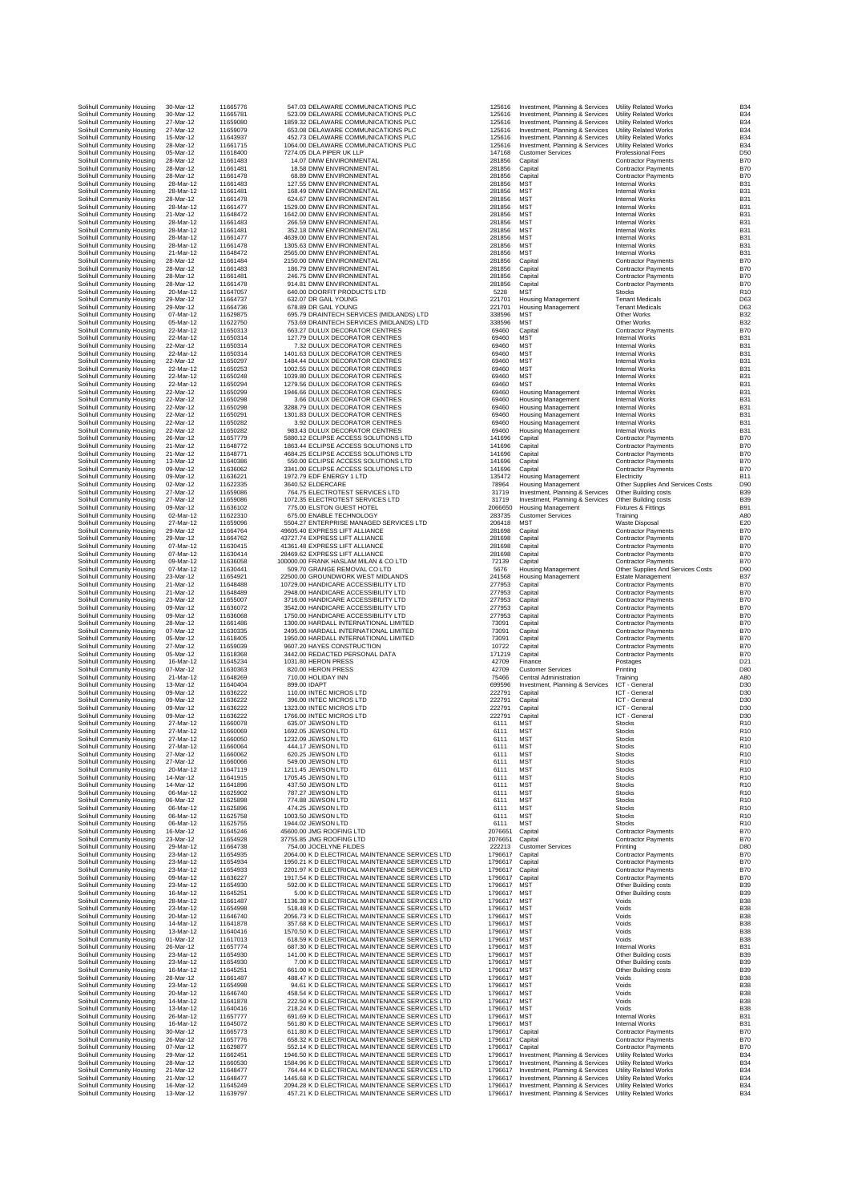| | | | | | | | |
|---|---|---|---|---|---|---|---|
| Solihull Community Housing | 30-Mar-12 | 11665776 | 547.03 DELAWARE COMMUNICATIONS PLC | 125616 | Investment, Planning & Services | Utility Related Works | B34 |
| Solihull Community Housing | 30-Mar-12 | 11665781 | 523.09 DELAWARE COMMUNICATIONS PLC | 125616 | Investment, Planning & Services | Utility Related Works | B34 |
| Solihull Community Housing | 27-Mar-12 | 11659080 | 1859.32 DELAWARE COMMUNICATIONS PLC | 125616 | Investment, Planning & Services | Utility Related Works | B34 |
| Solihull Community Housing | 27-Mar-12 | 11659079 | 653.08 DELAWARE COMMUNICATIONS PLC | 125616 | Investment, Planning & Services | Utility Related Works | B34 |
| Solihull Community Housing | 15-Mar-12 | 11643937 | 452.73 DELAWARE COMMUNICATIONS PLC | 125616 | Investment, Planning & Services | Utility Related Works | B34 |
| Solihull Community Housing | 28-Mar-12 | 11661715 | 1064.00 DELAWARE COMMUNICATIONS PLC | 125616 | Investment, Planning & Services | Utility Related Works | B34 |
| Solihull Community Housing | 05-Mar-12 | 11618400 | 7274.05 DLA PIPER UK LLP | 147168 | Customer Services | Professional Fees | D50 |
| Solihull Community Housing | 28-Mar-12 | 11661483 | 14.07 DMW ENVIRONMENTAL | 281856 | Capital | Contractor Payments | B70 |
| Solihull Community Housing | 28-Mar-12 | 11661481 | 18.58 DMW ENVIRONMENTAL | 281856 | Capital | Contractor Payments | B70 |
| Solihull Community Housing | 28-Mar-12 | 11661478 | 68.89 DMW ENVIRONMENTAL | 281856 | Capital | Contractor Payments | B70 |
| Solihull Community Housing | 28-Mar-12 | 11661483 | 127.55 DMW ENVIRONMENTAL | 281856 | MST | Internal Works | B31 |
| Solihull Community Housing | 28-Mar-12 | 11661481 | 168.49 DMW ENVIRONMENTAL | 281856 | MST | Internal Works | B31 |
| Solihull Community Housing | 28-Mar-12 | 11661478 | 624.67 DMW ENVIRONMENTAL | 281856 | MST | Internal Works | B31 |
| Solihull Community Housing | 28-Mar-12 | 11661477 | 1529.00 DMW ENVIRONMENTAL | 281856 | MST | Internal Works | B31 |
| Solihull Community Housing | 21-Mar-12 | 11648472 | 1642.00 DMW ENVIRONMENTAL | 281856 | MST | Internal Works | B31 |
| Solihull Community Housing | 28-Mar-12 | 11661483 | 266.59 DMW ENVIRONMENTAL | 281856 | MST | Internal Works | B31 |
| Solihull Community Housing | 28-Mar-12 | 11661481 | 352.18 DMW ENVIRONMENTAL | 281856 | MST | Internal Works | B31 |
| Solihull Community Housing | 28-Mar-12 | 11661477 | 4639.00 DMW ENVIRONMENTAL | 281856 | MST | Internal Works | B31 |
| Solihull Community Housing | 28-Mar-12 | 11661478 | 1305.63 DMW ENVIRONMENTAL | 281856 | MST | Internal Works | B31 |
| Solihull Community Housing | 21-Mar-12 | 11648472 | 2565.00 DMW ENVIRONMENTAL | 281856 | MST | Internal Works | B31 |
| Solihull Community Housing | 28-Mar-12 | 11661484 | 2150.00 DMW ENVIRONMENTAL | 281856 | Capital | Contractor Payments | B70 |
| Solihull Community Housing | 28-Mar-12 | 11661483 | 186.79 DMW ENVIRONMENTAL | 281856 | Capital | Contractor Payments | B70 |
| Solihull Community Housing | 28-Mar-12 | 11661481 | 246.75 DMW ENVIRONMENTAL | 281856 | Capital | Contractor Payments | B70 |
| Solihull Community Housing | 28-Mar-12 | 11661478 | 914.81 DMW ENVIRONMENTAL | 281856 | Capital | Contractor Payments | B70 |
| Solihull Community Housing | 20-Mar-12 | 11647057 | 640.00 DOORFIT PRODUCTS LTD | 5228 | MST | Stocks | R10 |
| Solihull Community Housing | 29-Mar-12 | 11664737 | 632.07 DR GAIL YOUNG | 221701 | Housing Management | Tenant Medicals | D63 |
| Solihull Community Housing | 29-Mar-12 | 11664736 | 678.89 DR GAIL YOUNG | 221701 | Housing Management | Tenant Medicals | D63 |
| Solihull Community Housing | 07-Mar-12 | 11629875 | 695.79 DRAINTECH SERVICES (MIDLANDS) LTD | 338596 | MST | Other Works | B32 |
| Solihull Community Housing | 05-Mar-12 | 11622750 | 753.69 DRAINTECH SERVICES (MIDLANDS) LTD | 338596 | MST | Other Works | B32 |
| Solihull Community Housing | 22-Mar-12 | 11650313 | 663.27 DULUX DECORATOR CENTRES | 69460 | Capital | Contractor Payments | B70 |
| Solihull Community Housing | 22-Mar-12 | 11650314 | 127.79 DULUX DECORATOR CENTRES | 69460 | MST | Internal Works | B31 |
| Solihull Community Housing | 22-Mar-12 | 11650314 | 7.32 DULUX DECORATOR CENTRES | 69460 | MST | Internal Works | B31 |
| Solihull Community Housing | 22-Mar-12 | 11650314 | 1401.63 DULUX DECORATOR CENTRES | 69460 | MST | Internal Works | B31 |
| Solihull Community Housing | 22-Mar-12 | 11650297 | 1484.44 DULUX DECORATOR CENTRES | 69460 | MST | Internal Works | B31 |
| Solihull Community Housing | 22-Mar-12 | 11650253 | 1002.55 DULUX DECORATOR CENTRES | 69460 | MST | Internal Works | B31 |
| Solihull Community Housing | 22-Mar-12 | 11650248 | 1039.80 DULUX DECORATOR CENTRES | 69460 | MST | Internal Works | B31 |
| Solihull Community Housing | 22-Mar-12 | 11650294 | 1279.56 DULUX DECORATOR CENTRES | 69460 | MST | Internal Works | B31 |
| Solihull Community Housing | 22-Mar-12 | 11650299 | 1946.66 DULUX DECORATOR CENTRES | 69460 | Housing Management | Internal Works | B31 |
| Solihull Community Housing | 22-Mar-12 | 11650298 | 3.66 DULUX DECORATOR CENTRES | 69460 | Housing Management | Internal Works | B31 |
| Solihull Community Housing | 22-Mar-12 | 11650298 | 3288.79 DULUX DECORATOR CENTRES | 69460 | Housing Management | Internal Works | B31 |
| Solihull Community Housing | 22-Mar-12 | 11650291 | 1301.83 DULUX DECORATOR CENTRES | 69460 | Housing Management | Internal Works | B31 |
| Solihull Community Housing | 22-Mar-12 | 11650282 | 3.92 DULUX DECORATOR CENTRES | 69460 | Housing Management | Internal Works | B31 |
| Solihull Community Housing | 22-Mar-12 | 11650282 | 983.43 DULUX DECORATOR CENTRES | 69460 | Housing Management | Internal Works | B31 |
| Solihull Community Housing | 26-Mar-12 | 11657779 | 5880.12 ECLIPSE ACCESS SOLUTIONS LTD | 141696 | Capital | Contractor Payments | B70 |
| Solihull Community Housing | 21-Mar-12 | 11648772 | 1863.44 ECLIPSE ACCESS SOLUTIONS LTD | 141696 | Capital | Contractor Payments | B70 |
| Solihull Community Housing | 21-Mar-12 | 11648771 | 4684.25 ECLIPSE ACCESS SOLUTIONS LTD | 141696 | Capital | Contractor Payments | B70 |
| Solihull Community Housing | 13-Mar-12 | 11640386 | 550.00 ECLIPSE ACCESS SOLUTIONS LTD | 141696 | Capital | Contractor Payments | B70 |
| Solihull Community Housing | 09-Mar-12 | 11636062 | 3341.00 ECLIPSE ACCESS SOLUTIONS LTD | 141696 | Capital | Contractor Payments | B70 |
| Solihull Community Housing | 09-Mar-12 | 11636221 | 1972.79 EDF ENERGY 1 LTD | 135472 | Housing Management | Electricity | B11 |
| Solihull Community Housing | 02-Mar-12 | 11622335 | 3640.52 ELDERCARE | 78964 | Housing Management | Other Supplies And Services Costs | D90 |
| Solihull Community Housing | 27-Mar-12 | 11659086 | 764.75 ELECTROTEST SERVICES LTD | 31719 | Investment, Planning & Services | Other Building costs | B39 |
| Solihull Community Housing | 27-Mar-12 | 11659086 | 1072.35 ELECTROTEST SERVICES LTD | 31719 | Investment, Planning & Services | Other Building costs | B39 |
| Solihull Community Housing | 09-Mar-12 | 11636102 | 775.00 ELSTON GUEST HOTEL | 2066650 | Housing Management | Fixtures & Fittings | B91 |
| Solihull Community Housing | 02-Mar-12 | 11622310 | 675.00 ENABLE TECHNOLOGY | 283735 | Customer Services | Training | A80 |
| Solihull Community Housing | 27-Mar-12 | 11659096 | 5504.27 ENTERPRISE MANAGED SERVICES LTD | 206418 | MST | Waste Disposal | E20 |
| Solihull Community Housing | 29-Mar-12 | 11664764 | 49605.40 EXPRESS LIFT ALLIANCE | 281698 | Capital | Contractor Payments | B70 |
| Solihull Community Housing | 29-Mar-12 | 11664762 | 43727.74 EXPRESS LIFT ALLIANCE | 281698 | Capital | Contractor Payments | B70 |
| Solihull Community Housing | 07-Mar-12 | 11630415 | 41361.48 EXPRESS LIFT ALLIANCE | 281698 | Capital | Contractor Payments | B70 |
| Solihull Community Housing | 07-Mar-12 | 11630414 | 28469.62 EXPRESS LIFT ALLIANCE | 281698 | Capital | Contractor Payments | B70 |
| Solihull Community Housing | 09-Mar-12 | 11636058 | 100000.00 FRANK HASLAM MILAN & CO LTD | 72139 | Capital | Contractor Payments | B70 |
| Solihull Community Housing | 07-Mar-12 | 11630441 | 509.70 GRANGE REMOVAL CO LTD | 5676 | Housing Management | Other Supplies And Services Costs | D90 |
| Solihull Community Housing | 23-Mar-12 | 11654921 | 22500.00 GROUNDWORK WEST MIDLANDS | 241568 | Housing Management | Estate Management | B37 |
| Solihull Community Housing | 21-Mar-12 | 11648488 | 10729.00 HANDICARE ACCESSIBILITY LTD | 277953 | Capital | Contractor Payments | B70 |
| Solihull Community Housing | 21-Mar-12 | 11648489 | 2948.00 HANDICARE ACCESSIBILITY LTD | 277953 | Capital | Contractor Payments | B70 |
| Solihull Community Housing | 23-Mar-12 | 11655007 | 3716.00 HANDICARE ACCESSIBILITY LTD | 277953 | Capital | Contractor Payments | B70 |
| Solihull Community Housing | 09-Mar-12 | 11636072 | 3542.00 HANDICARE ACCESSIBILITY LTD | 277953 | Capital | Contractor Payments | B70 |
| Solihull Community Housing | 09-Mar-12 | 11636068 | 1750.00 HANDICARE ACCESSIBILITY LTD | 277953 | Capital | Contractor Payments | B70 |
| Solihull Community Housing | 28-Mar-12 | 11661486 | 1300.00 HARDALL INTERNATIONAL LIMITED | 73091 | Capital | Contractor Payments | B70 |
| Solihull Community Housing | 07-Mar-12 | 11630335 | 2495.00 HARDALL INTERNATIONAL LIMITED | 73091 | Capital | Contractor Payments | B70 |
| Solihull Community Housing | 05-Mar-12 | 11618405 | 1950.00 HARDALL INTERNATIONAL LIMITED | 73091 | Capital | Contractor Payments | B70 |
| Solihull Community Housing | 27-Mar-12 | 11659039 | 9607.20 HAYES CONSTRUCTION | 10722 | Capital | Contractor Payments | B70 |
| Solihull Community Housing | 05-Mar-12 | 11618368 | 3442.00 REDACTED PERSONAL DATA | 171219 | Capital | Contractor Payments | B70 |
| Solihull Community Housing | 16-Mar-12 | 11645234 | 1031.80 HERON PRESS | 42709 | Finance | Postages | D21 |
| Solihull Community Housing | 07-Mar-12 | 11630363 | 820.00 HERON PRESS | 42709 | Customer Services | Printing | D80 |
| Solihull Community Housing | 21-Mar-12 | 11648269 | 710.00 HOLIDAY INN | 75466 | Central Administration | Training | A80 |
| Solihull Community Housing | 13-Mar-12 | 11640404 | 899.00 IDAPT | 699596 | Investment, Planning & Services | ICT - General | D30 |
| Solihull Community Housing | 09-Mar-12 | 11636222 | 110.00 INTEC MICROS LTD | 222791 | Capital | ICT - General | D30 |
| Solihull Community Housing | 09-Mar-12 | 11636222 | 396.00 INTEC MICROS LTD | 222791 | Capital | ICT - General | D30 |
| Solihull Community Housing | 09-Mar-12 | 11636222 | 1323.00 INTEC MICROS LTD | 222791 | Capital | ICT - General | D30 |
| Solihull Community Housing | 09-Mar-12 | 11636222 | 1766.00 INTEC MICROS LTD | 222791 | Capital | ICT - General | D30 |
| Solihull Community Housing | 27-Mar-12 | 11660078 | 635.07 JEWSON LTD | 6111 | MST | Stocks | R10 |
| Solihull Community Housing | 27-Mar-12 | 11660069 | 1692.05 JEWSON LTD | 6111 | MST | Stocks | R10 |
| Solihull Community Housing | 27-Mar-12 | 11660050 | 1232.09 JEWSON LTD | 6111 | MST | Stocks | R10 |
| Solihull Community Housing | 27-Mar-12 | 11660064 | 444.17 JEWSON LTD | 6111 | MST | Stocks | R10 |
| Solihull Community Housing | 27-Mar-12 | 11660062 | 620.25 JEWSON LTD | 6111 | MST | Stocks | R10 |
| Solihull Community Housing | 27-Mar-12 | 11660066 | 549.00 JEWSON LTD | 6111 | MST | Stocks | R10 |
| Solihull Community Housing | 20-Mar-12 | 11647119 | 1211.45 JEWSON LTD | 6111 | MST | Stocks | R10 |
| Solihull Community Housing | 14-Mar-12 | 11641915 | 1705.45 JEWSON LTD | 6111 | MST | Stocks | R10 |
| Solihull Community Housing | 14-Mar-12 | 11641896 | 437.50 JEWSON LTD | 6111 | MST | Stocks | R10 |
| Solihull Community Housing | 06-Mar-12 | 11625902 | 787.27 JEWSON LTD | 6111 | MST | Stocks | R10 |
| Solihull Community Housing | 06-Mar-12 | 11625898 | 774.88 JEWSON LTD | 6111 | MST | Stocks | R10 |
| Solihull Community Housing | 06-Mar-12 | 11625896 | 474.25 JEWSON LTD | 6111 | MST | Stocks | R10 |
| Solihull Community Housing | 06-Mar-12 | 11625758 | 1003.50 JEWSON LTD | 6111 | MST | Stocks | R10 |
| Solihull Community Housing | 06-Mar-12 | 11625755 | 1944.02 JEWSON LTD | 6111 | MST | Stocks | R10 |
| Solihull Community Housing | 16-Mar-12 | 11645246 | 45600.00 JMG ROOFING LTD | 2076651 | Capital | Contractor Payments | B70 |
| Solihull Community Housing | 23-Mar-12 | 11654928 | 37755.85 JMG ROOFING LTD | 2076651 | Capital | Contractor Payments | B70 |
| Solihull Community Housing | 29-Mar-12 | 11664738 | 754.00 JOCELYNE FILDES | 222213 | Customer Services | Printing | D80 |
| Solihull Community Housing | 23-Mar-12 | 11654935 | 2064.00 K D ELECTRICAL MAINTENANCE SERVICES LTD | 1796617 | Capital | Contractor Payments | B70 |
| Solihull Community Housing | 23-Mar-12 | 11654934 | 1950.21 K D ELECTRICAL MAINTENANCE SERVICES LTD | 1796617 | Capital | Contractor Payments | B70 |
| Solihull Community Housing | 23-Mar-12 | 11654933 | 2201.97 K D ELECTRICAL MAINTENANCE SERVICES LTD | 1796617 | Capital | Contractor Payments | B70 |
| Solihull Community Housing | 09-Mar-12 | 11636227 | 1917.54 K D ELECTRICAL MAINTENANCE SERVICES LTD | 1796617 | Capital | Contractor Payments | B70 |
| Solihull Community Housing | 23-Mar-12 | 11654930 | 592.00 K D ELECTRICAL MAINTENANCE SERVICES LTD | 1796617 | MST | Other Building costs | B39 |
| Solihull Community Housing | 16-Mar-12 | 11645251 | 5.00 K D ELECTRICAL MAINTENANCE SERVICES LTD | 1796617 | MST | Other Building costs | B39 |
| Solihull Community Housing | 28-Mar-12 | 11661487 | 1136.30 K D ELECTRICAL MAINTENANCE SERVICES LTD | 1796617 | MST | Voids | B38 |
| Solihull Community Housing | 23-Mar-12 | 11654998 | 518.48 K D ELECTRICAL MAINTENANCE SERVICES LTD | 1796617 | MST | Voids | B38 |
| Solihull Community Housing | 20-Mar-12 | 11646740 | 2056.73 K D ELECTRICAL MAINTENANCE SERVICES LTD | 1796617 | MST | Voids | B38 |
| Solihull Community Housing | 14-Mar-12 | 11641878 | 357.68 K D ELECTRICAL MAINTENANCE SERVICES LTD | 1796617 | MST | Voids | B38 |
| Solihull Community Housing | 13-Mar-12 | 11640416 | 1570.50 K D ELECTRICAL MAINTENANCE SERVICES LTD | 1796617 | MST | Voids | B38 |
| Solihull Community Housing | 01-Mar-12 | 11617013 | 618.59 K D ELECTRICAL MAINTENANCE SERVICES LTD | 1796617 | MST | Voids | B38 |
| Solihull Community Housing | 26-Mar-12 | 11657774 | 687.30 K D ELECTRICAL MAINTENANCE SERVICES LTD | 1796617 | MST | Internal Works | B31 |
| Solihull Community Housing | 23-Mar-12 | 11654930 | 141.00 K D ELECTRICAL MAINTENANCE SERVICES LTD | 1796617 | MST | Other Building costs | B39 |
| Solihull Community Housing | 23-Mar-12 | 11654930 | 7.00 K D ELECTRICAL MAINTENANCE SERVICES LTD | 1796617 | MST | Other Building costs | B39 |
| Solihull Community Housing | 16-Mar-12 | 11645251 | 661.00 K D ELECTRICAL MAINTENANCE SERVICES LTD | 1796617 | MST | Other Building costs | B39 |
| Solihull Community Housing | 28-Mar-12 | 11661487 | 488.47 K D ELECTRICAL MAINTENANCE SERVICES LTD | 1796617 | MST | Voids | B38 |
| Solihull Community Housing | 23-Mar-12 | 11654998 | 94.61 K D ELECTRICAL MAINTENANCE SERVICES LTD | 1796617 | MST | Voids | B38 |
| Solihull Community Housing | 20-Mar-12 | 11646740 | 458.54 K D ELECTRICAL MAINTENANCE SERVICES LTD | 1796617 | MST | Voids | B38 |
| Solihull Community Housing | 14-Mar-12 | 11641878 | 222.50 K D ELECTRICAL MAINTENANCE SERVICES LTD | 1796617 | MST | Voids | B38 |
| Solihull Community Housing | 13-Mar-12 | 11640416 | 218.24 K D ELECTRICAL MAINTENANCE SERVICES LTD | 1796617 | MST | Voids | B38 |
| Solihull Community Housing | 26-Mar-12 | 11657777 | 691.69 K D ELECTRICAL MAINTENANCE SERVICES LTD | 1796617 | MST | Internal Works | B31 |
| Solihull Community Housing | 16-Mar-12 | 11645072 | 561.80 K D ELECTRICAL MAINTENANCE SERVICES LTD | 1796617 | MST | Internal Works | B31 |
| Solihull Community Housing | 30-Mar-12 | 11665773 | 611.80 K D ELECTRICAL MAINTENANCE SERVICES LTD | 1796617 | Capital | Contractor Payments | B70 |
| Solihull Community Housing | 26-Mar-12 | 11657776 | 658.32 K D ELECTRICAL MAINTENANCE SERVICES LTD | 1796617 | Capital | Contractor Payments | B70 |
| Solihull Community Housing | 07-Mar-12 | 11629877 | 552.14 K D ELECTRICAL MAINTENANCE SERVICES LTD | 1796617 | Capital | Contractor Payments | B70 |
| Solihull Community Housing | 29-Mar-12 | 11662451 | 1946.50 K D ELECTRICAL MAINTENANCE SERVICES LTD | 1796617 | Investment, Planning & Services | Utility Related Works | B34 |
| Solihull Community Housing | 28-Mar-12 | 11660530 | 1584.96 K D ELECTRICAL MAINTENANCE SERVICES LTD | 1796617 | Investment, Planning & Services | Utility Related Works | B34 |
| Solihull Community Housing | 21-Mar-12 | 11648477 | 764.44 K D ELECTRICAL MAINTENANCE SERVICES LTD | 1796617 | Investment, Planning & Services | Utility Related Works | B34 |
| Solihull Community Housing | 21-Mar-12 | 11648477 | 1445.68 K D ELECTRICAL MAINTENANCE SERVICES LTD | 1796617 | Investment, Planning & Services | Utility Related Works | B34 |
| Solihull Community Housing | 16-Mar-12 | 11645249 | 2094.28 K D ELECTRICAL MAINTENANCE SERVICES LTD | 1796617 | Investment, Planning & Services | Utility Related Works | B34 |
| Solihull Community Housing | 13-Mar-12 | 11639797 | 457.21 K D ELECTRICAL MAINTENANCE SERVICES LTD | 1796617 | Investment, Planning & Services | Utility Related Works | B34 |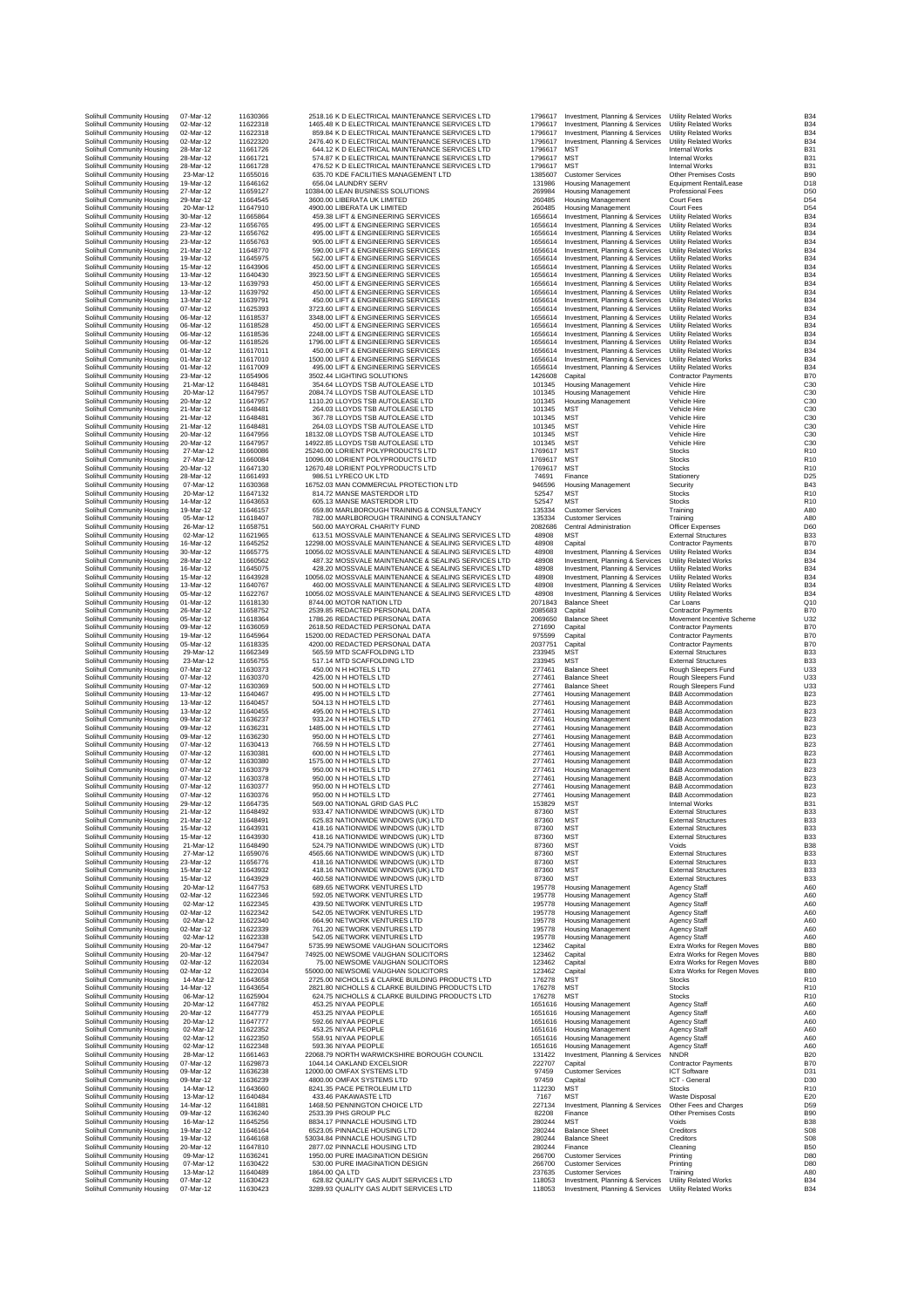| | | | | | | | |
|---|---|---|---|---|---|---|---|
| Solihull Community Housing | 07-Mar-12 | 11630366 | 2518.16 K D ELECTRICAL MAINTENANCE SERVICES LTD | 1796617 | Investment, Planning & Services | Utility Related Works | B34 |
| Solihull Community Housing | 02-Mar-12 | 11622318 | 1465.48 K D ELECTRICAL MAINTENANCE SERVICES LTD | 1796617 | Investment, Planning & Services | Utility Related Works | B34 |
| Solihull Community Housing | 02-Mar-12 | 11622318 | 859.84 K D ELECTRICAL MAINTENANCE SERVICES LTD | 1796617 | Investment, Planning & Services | Utility Related Works | B34 |
| Solihull Community Housing | 02-Mar-12 | 11622320 | 2476.40 K D ELECTRICAL MAINTENANCE SERVICES LTD | 1796617 | Investment, Planning & Services | Utility Related Works | B34 |
| Solihull Community Housing | 28-Mar-12 | 11661726 | 644.12 K D ELECTRICAL MAINTENANCE SERVICES LTD | 1796617 | MST | Internal Works | B31 |
| Solihull Community Housing | 28-Mar-12 | 11661721 | 574.87 K D ELECTRICAL MAINTENANCE SERVICES LTD | 1796617 | MST | Internal Works | B31 |
| Solihull Community Housing | 28-Mar-12 | 11661728 | 476.52 K D ELECTRICAL MAINTENANCE SERVICES LTD | 1796617 | MST | Internal Works | B31 |
| Solihull Community Housing | 23-Mar-12 | 11655016 | 635.70 KDE FACILITIES MANAGEMENT LTD | 1385607 | Customer Services | Other Premises Costs | B90 |
| Solihull Community Housing | 19-Mar-12 | 11646162 | 656.04 LAUNDRY SERV | 131986 | Housing Management | Equipment Rental/Lease | D18 |
| Solihull Community Housing | 27-Mar-12 | 11659127 | 10384.00 LEAN BUSINESS SOLUTIONS | 269984 | Housing Management | Professional Fees | D50 |
| Solihull Community Housing | 29-Mar-12 | 11664545 | 3600.00 LIBERATA UK LIMITED | 260485 | Housing Management | Court Fees | D54 |
| Solihull Community Housing | 20-Mar-12 | 11647910 | 4900.00 LIBERATA UK LIMITED | 260485 | Housing Management | Court Fees | D54 |
| Solihull Community Housing | 30-Mar-12 | 11665864 | 459.38 LIFT & ENGINEERING SERVICES | 1656614 | Investment, Planning & Services | Utility Related Works | B34 |
| Solihull Community Housing | 23-Mar-12 | 11656765 | 495.00 LIFT & ENGINEERING SERVICES | 1656614 | Investment, Planning & Services | Utility Related Works | B34 |
| Solihull Community Housing | 23-Mar-12 | 11656762 | 495.00 LIFT & ENGINEERING SERVICES | 1656614 | Investment, Planning & Services | Utility Related Works | B34 |
| Solihull Community Housing | 23-Mar-12 | 11656763 | 905.00 LIFT & ENGINEERING SERVICES | 1656614 | Investment, Planning & Services | Utility Related Works | B34 |
| Solihull Community Housing | 21-Mar-12 | 11648770 | 590.00 LIFT & ENGINEERING SERVICES | 1656614 | Investment, Planning & Services | Utility Related Works | B34 |
| Solihull Community Housing | 19-Mar-12 | 11645975 | 562.00 LIFT & ENGINEERING SERVICES | 1656614 | Investment, Planning & Services | Utility Related Works | B34 |
| Solihull Community Housing | 15-Mar-12 | 11643906 | 450.00 LIFT & ENGINEERING SERVICES | 1656614 | Investment, Planning & Services | Utility Related Works | B34 |
| Solihull Community Housing | 13-Mar-12 | 11640430 | 3923.50 LIFT & ENGINEERING SERVICES | 1656614 | Investment, Planning & Services | Utility Related Works | B34 |
| Solihull Community Housing | 13-Mar-12 | 11639793 | 450.00 LIFT & ENGINEERING SERVICES | 1656614 | Investment, Planning & Services | Utility Related Works | B34 |
| Solihull Community Housing | 13-Mar-12 | 11639792 | 450.00 LIFT & ENGINEERING SERVICES | 1656614 | Investment, Planning & Services | Utility Related Works | B34 |
| Solihull Community Housing | 13-Mar-12 | 11639791 | 450.00 LIFT & ENGINEERING SERVICES | 1656614 | Investment, Planning & Services | Utility Related Works | B34 |
| Solihull Community Housing | 07-Mar-12 | 11625393 | 3723.60 LIFT & ENGINEERING SERVICES | 1656614 | Investment, Planning & Services | Utility Related Works | B34 |
| Solihull Community Housing | 06-Mar-12 | 11618537 | 3348.00 LIFT & ENGINEERING SERVICES | 1656614 | Investment, Planning & Services | Utility Related Works | B34 |
| Solihull Community Housing | 06-Mar-12 | 11618528 | 450.00 LIFT & ENGINEERING SERVICES | 1656614 | Investment, Planning & Services | Utility Related Works | B34 |
| Solihull Community Housing | 06-Mar-12 | 11618536 | 2248.00 LIFT & ENGINEERING SERVICES | 1656614 | Investment, Planning & Services | Utility Related Works | B34 |
| Solihull Community Housing | 06-Mar-12 | 11618526 | 1796.00 LIFT & ENGINEERING SERVICES | 1656614 | Investment, Planning & Services | Utility Related Works | B34 |
| Solihull Community Housing | 01-Mar-12 | 11617011 | 450.00 LIFT & ENGINEERING SERVICES | 1656614 | Investment, Planning & Services | Utility Related Works | B34 |
| Solihull Community Housing | 01-Mar-12 | 11617010 | 1500.00 LIFT & ENGINEERING SERVICES | 1656614 | Investment, Planning & Services | Utility Related Works | B34 |
| Solihull Community Housing | 01-Mar-12 | 11617009 | 495.00 LIFT & ENGINEERING SERVICES | 1656614 | Investment, Planning & Services | Utility Related Works | B34 |
| Solihull Community Housing | 23-Mar-12 | 11654906 | 3502.44 LIGHTING SOLUTIONS | 1426608 | Capital | Contractor Payments | B70 |
| Solihull Community Housing | 21-Mar-12 | 11648481 | 354.64 LLOYDS TSB AUTOLEASE LTD | 101345 | Housing Management | Vehicle Hire | C30 |
| Solihull Community Housing | 20-Mar-12 | 11647957 | 2084.74 LLOYDS TSB AUTOLEASE LTD | 101345 | Housing Management | Vehicle Hire | C30 |
| Solihull Community Housing | 20-Mar-12 | 11647957 | 1110.20 LLOYDS TSB AUTOLEASE LTD | 101345 | Housing Management | Vehicle Hire | C30 |
| Solihull Community Housing | 21-Mar-12 | 11648481 | 264.03 LLOYDS TSB AUTOLEASE LTD | 101345 | MST | Vehicle Hire | C30 |
| Solihull Community Housing | 21-Mar-12 | 11648481 | 367.78 LLOYDS TSB AUTOLEASE LTD | 101345 | MST | Vehicle Hire | C30 |
| Solihull Community Housing | 21-Mar-12 | 11648481 | 264.03 LLOYDS TSB AUTOLEASE LTD | 101345 | MST | Vehicle Hire | C30 |
| Solihull Community Housing | 20-Mar-12 | 11647956 | 18132.08 LLOYDS TSB AUTOLEASE LTD | 101345 | MST | Vehicle Hire | C30 |
| Solihull Community Housing | 20-Mar-12 | 11647957 | 14922.85 LLOYDS TSB AUTOLEASE LTD | 101345 | MST | Vehicle Hire | C30 |
| Solihull Community Housing | 27-Mar-12 | 11660086 | 25240.00 LORIENT POLYPRODUCTS LTD | 1769617 | MST | Stocks | R10 |
| Solihull Community Housing | 27-Mar-12 | 11660084 | 10096.00 LORIENT POLYPRODUCTS LTD | 1769617 | MST | Stocks | R10 |
| Solihull Community Housing | 20-Mar-12 | 11647130 | 12670.48 LORIENT POLYPRODUCTS LTD | 1769617 | MST | Stocks | R10 |
| Solihull Community Housing | 28-Mar-12 | 11661493 | 986.51 LYRECO UK LTD | 74691 | Finance | Stationery | D25 |
| Solihull Community Housing | 07-Mar-12 | 11630368 | 16752.03 MAN COMMERCIAL PROTECTION LTD | 946596 | Housing Management | Security | B43 |
| Solihull Community Housing | 20-Mar-12 | 11647132 | 814.72 MANSE MASTERDOR LTD | 52547 | MST | Stocks | R10 |
| Solihull Community Housing | 14-Mar-12 | 11643653 | 605.13 MANSE MASTERDOR LTD | 52547 | MST | Stocks | R10 |
| Solihull Community Housing | 19-Mar-12 | 11646157 | 659.80 MARLBOROUGH TRAINING & CONSULTANCY | 135334 | Customer Services | Training | A80 |
| Solihull Community Housing | 05-Mar-12 | 11618407 | 782.00 MARLBOROUGH TRAINING & CONSULTANCY | 135334 | Customer Services | Training | A80 |
| Solihull Community Housing | 26-Mar-12 | 11658751 | 560.00 MAYORAL CHARITY FUND | 2082686 | Central Administration | Officer Expenses | D60 |
| Solihull Community Housing | 02-Mar-12 | 11621965 | 613.51 MOSSVALE MAINTENANCE & SEALING SERVICES LTD | 48908 | MST | External Structures | B33 |
| Solihull Community Housing | 16-Mar-12 | 11645252 | 12298.00 MOSSVALE MAINTENANCE & SEALING SERVICES LTD | 48908 | Capital | Contractor Payments | B70 |
| Solihull Community Housing | 30-Mar-12 | 11665775 | 10056.02 MOSSVALE MAINTENANCE & SEALING SERVICES LTD | 48908 | Investment, Planning & Services | Utility Related Works | B34 |
| Solihull Community Housing | 28-Mar-12 | 11660562 | 487.32 MOSSVALE MAINTENANCE & SEALING SERVICES LTD | 48908 | Investment, Planning & Services | Utility Related Works | B34 |
| Solihull Community Housing | 16-Mar-12 | 11645075 | 428.20 MOSSVALE MAINTENANCE & SEALING SERVICES LTD | 48908 | Investment, Planning & Services | Utility Related Works | B34 |
| Solihull Community Housing | 15-Mar-12 | 11643928 | 10056.02 MOSSVALE MAINTENANCE & SEALING SERVICES LTD | 48908 | Investment, Planning & Services | Utility Related Works | B34 |
| Solihull Community Housing | 13-Mar-12 | 11640767 | 460.00 MOSSVALE MAINTENANCE & SEALING SERVICES LTD | 48908 | Investment, Planning & Services | Utility Related Works | B34 |
| Solihull Community Housing | 05-Mar-12 | 11622767 | 10056.02 MOSSVALE MAINTENANCE & SEALING SERVICES LTD | 48908 | Investment, Planning & Services | Utility Related Works | B34 |
| Solihull Community Housing | 01-Mar-12 | 11618130 | 8744.00 MOTOR NATION LTD | 2071843 | Balance Sheet | Car Loans | Q10 |
| Solihull Community Housing | 26-Mar-12 | 11658752 | 2539.85 REDACTED PERSONAL DATA | 2085683 | Capital | Contractor Payments | B70 |
| Solihull Community Housing | 05-Mar-12 | 11618364 | 1786.26 REDACTED PERSONAL DATA | 2069650 | Balance Sheet | Movement Incentive Scheme | U32 |
| Solihull Community Housing | 09-Mar-12 | 11636059 | 2618.50 REDACTED PERSONAL DATA | 271690 | Capital | Contractor Payments | B70 |
| Solihull Community Housing | 19-Mar-12 | 11645964 | 15200.00 REDACTED PERSONAL DATA | 975599 | Capital | Contractor Payments | B70 |
| Solihull Community Housing | 05-Mar-12 | 11618335 | 4200.00 REDACTED PERSONAL DATA | 2037751 | Capital | Contractor Payments | B70 |
| Solihull Community Housing | 29-Mar-12 | 11662349 | 565.59 MTD SCAFFOLDING LTD | 233945 | MST | External Structures | B33 |
| Solihull Community Housing | 23-Mar-12 | 11656755 | 517.14 MTD SCAFFOLDING LTD | 233945 | MST | External Structures | B33 |
| Solihull Community Housing | 07-Mar-12 | 11630373 | 450.00 N H HOTELS LTD | 277461 | Balance Sheet | Rough Sleepers Fund | U33 |
| Solihull Community Housing | 07-Mar-12 | 11630370 | 425.00 N H HOTELS LTD | 277461 | Balance Sheet | Rough Sleepers Fund | U33 |
| Solihull Community Housing | 07-Mar-12 | 11630369 | 500.00 N H HOTELS LTD | 277461 | Balance Sheet | Rough Sleepers Fund | U33 |
| Solihull Community Housing | 13-Mar-12 | 11640467 | 495.00 N H HOTELS LTD | 277461 | Housing Management | B&B Accommodation | B23 |
| Solihull Community Housing | 13-Mar-12 | 11640457 | 504.13 N H HOTELS LTD | 277461 | Housing Management | B&B Accommodation | B23 |
| Solihull Community Housing | 13-Mar-12 | 11640455 | 495.00 N H HOTELS LTD | 277461 | Housing Management | B&B Accommodation | B23 |
| Solihull Community Housing | 09-Mar-12 | 11636237 | 933.24 N H HOTELS LTD | 277461 | Housing Management | B&B Accommodation | B23 |
| Solihull Community Housing | 09-Mar-12 | 11636231 | 1485.00 N H HOTELS LTD | 277461 | Housing Management | B&B Accommodation | B23 |
| Solihull Community Housing | 09-Mar-12 | 11636230 | 950.00 N H HOTELS LTD | 277461 | Housing Management | B&B Accommodation | B23 |
| Solihull Community Housing | 07-Mar-12 | 11630413 | 766.59 N H HOTELS LTD | 277461 | Housing Management | B&B Accommodation | B23 |
| Solihull Community Housing | 07-Mar-12 | 11630381 | 600.00 N H HOTELS LTD | 277461 | Housing Management | B&B Accommodation | B23 |
| Solihull Community Housing | 07-Mar-12 | 11630380 | 1575.00 N H HOTELS LTD | 277461 | Housing Management | B&B Accommodation | B23 |
| Solihull Community Housing | 07-Mar-12 | 11630379 | 950.00 N H HOTELS LTD | 277461 | Housing Management | B&B Accommodation | B23 |
| Solihull Community Housing | 07-Mar-12 | 11630378 | 950.00 N H HOTELS LTD | 277461 | Housing Management | B&B Accommodation | B23 |
| Solihull Community Housing | 07-Mar-12 | 11630377 | 950.00 N H HOTELS LTD | 277461 | Housing Management | B&B Accommodation | B23 |
| Solihull Community Housing | 07-Mar-12 | 11630376 | 950.00 N H HOTELS LTD | 277461 | Housing Management | B&B Accommodation | B23 |
| Solihull Community Housing | 29-Mar-12 | 11664735 | 569.00 NATIONAL GRID GAS PLC | 153829 | MST | Internal Works | B31 |
| Solihull Community Housing | 21-Mar-12 | 11648492 | 933.47 NATIONWIDE WINDOWS (UK) LTD | 87360 | MST | External Structures | B33 |
| Solihull Community Housing | 21-Mar-12 | 11648491 | 625.83 NATIONWIDE WINDOWS (UK) LTD | 87360 | MST | External Structures | B33 |
| Solihull Community Housing | 15-Mar-12 | 11643931 | 418.16 NATIONWIDE WINDOWS (UK) LTD | 87360 | MST | External Structures | B33 |
| Solihull Community Housing | 15-Mar-12 | 11643930 | 418.16 NATIONWIDE WINDOWS (UK) LTD | 87360 | MST | External Structures | B33 |
| Solihull Community Housing | 21-Mar-12 | 11648490 | 524.79 NATIONWIDE WINDOWS (UK) LTD | 87360 | MST | Voids | B38 |
| Solihull Community Housing | 27-Mar-12 | 11659076 | 4565.66 NATIONWIDE WINDOWS (UK) LTD | 87360 | MST | External Structures | B33 |
| Solihull Community Housing | 23-Mar-12 | 11656776 | 418.16 NATIONWIDE WINDOWS (UK) LTD | 87360 | MST | External Structures | B33 |
| Solihull Community Housing | 15-Mar-12 | 11643932 | 418.16 NATIONWIDE WINDOWS (UK) LTD | 87360 | MST | External Structures | B33 |
| Solihull Community Housing | 15-Mar-12 | 11643929 | 460.58 NATIONWIDE WINDOWS (UK) LTD | 87360 | MST | External Structures | B33 |
| Solihull Community Housing | 20-Mar-12 | 11647753 | 689.65 NETWORK VENTURES LTD | 195778 | Housing Management | Agency Staff | A60 |
| Solihull Community Housing | 02-Mar-12 | 11622346 | 592.05 NETWORK VENTURES LTD | 195778 | Housing Management | Agency Staff | A60 |
| Solihull Community Housing | 02-Mar-12 | 11622345 | 439.50 NETWORK VENTURES LTD | 195778 | Housing Management | Agency Staff | A60 |
| Solihull Community Housing | 02-Mar-12 | 11622342 | 542.05 NETWORK VENTURES LTD | 195778 | Housing Management | Agency Staff | A60 |
| Solihull Community Housing | 02-Mar-12 | 11622340 | 664.90 NETWORK VENTURES LTD | 195778 | Housing Management | Agency Staff | A60 |
| Solihull Community Housing | 02-Mar-12 | 11622339 | 761.20 NETWORK VENTURES LTD | 195778 | Housing Management | Agency Staff | A60 |
| Solihull Community Housing | 02-Mar-12 | 11622338 | 542.05 NETWORK VENTURES LTD | 195778 | Housing Management | Agency Staff | A60 |
| Solihull Community Housing | 20-Mar-12 | 11647947 | 5735.99 NEWSOME VAUGHAN SOLICITORS | 123462 | Capital | Extra Works for Regen Moves | B80 |
| Solihull Community Housing | 20-Mar-12 | 11647947 | 74925.00 NEWSOME VAUGHAN SOLICITORS | 123462 | Capital | Extra Works for Regen Moves | B80 |
| Solihull Community Housing | 02-Mar-12 | 11622034 | 75.00 NEWSOME VAUGHAN SOLICITORS | 123462 | Capital | Extra Works for Regen Moves | B80 |
| Solihull Community Housing | 02-Mar-12 | 11622034 | 55000.00 NEWSOME VAUGHAN SOLICITORS | 123462 | Capital | Extra Works for Regen Moves | B80 |
| Solihull Community Housing | 14-Mar-12 | 11643658 | 2725.00 NICHOLLS & CLARKE BUILDING PRODUCTS LTD | 176278 | MST | Stocks | R10 |
| Solihull Community Housing | 14-Mar-12 | 11643654 | 2821.80 NICHOLLS & CLARKE BUILDING PRODUCTS LTD | 176278 | MST | Stocks | R10 |
| Solihull Community Housing | 06-Mar-12 | 11625904 | 624.75 NICHOLLS & CLARKE BUILDING PRODUCTS LTD | 176278 | MST | Stocks | R10 |
| Solihull Community Housing | 20-Mar-12 | 11647782 | 453.25 NIYAA PEOPLE | 1651616 | Housing Management | Agency Staff | A60 |
| Solihull Community Housing | 20-Mar-12 | 11647779 | 453.25 NIYAA PEOPLE | 1651616 | Housing Management | Agency Staff | A60 |
| Solihull Community Housing | 20-Mar-12 | 11647777 | 592.66 NIYAA PEOPLE | 1651616 | Housing Management | Agency Staff | A60 |
| Solihull Community Housing | 02-Mar-12 | 11622352 | 453.25 NIYAA PEOPLE | 1651616 | Housing Management | Agency Staff | A60 |
| Solihull Community Housing | 02-Mar-12 | 11622350 | 558.91 NIYAA PEOPLE | 1651616 | Housing Management | Agency Staff | A60 |
| Solihull Community Housing | 02-Mar-12 | 11622348 | 593.36 NIYAA PEOPLE | 1651616 | Housing Management | Agency Staff | A60 |
| Solihull Community Housing | 28-Mar-12 | 11661463 | 22068.79 NORTH WARWICKSHIRE BOROUGH COUNCIL | 131422 | Investment, Planning & Services | NNDR | B20 |
| Solihull Community Housing | 07-Mar-12 | 11629873 | 1044.14 OAKLAND EXCELSIOR | 222707 | Capital | Contractor Payments | B70 |
| Solihull Community Housing | 09-Mar-12 | 11636238 | 12000.00 OMFAX SYSTEMS LTD | 97459 | Customer Services | ICT Software | D31 |
| Solihull Community Housing | 09-Mar-12 | 11636239 | 4800.00 OMFAX SYSTEMS LTD | 97459 | Capital | ICT - General | D30 |
| Solihull Community Housing | 14-Mar-12 | 11643660 | 8241.35 PACE PETROLEUM LTD | 112230 | MST | Stocks | R10 |
| Solihull Community Housing | 13-Mar-12 | 11640484 | 433.46 PAKAWASTE LTD | 7167 | MST | Waste Disposal | E20 |
| Solihull Community Housing | 14-Mar-12 | 11641881 | 1468.50 PENNINGTON CHOICE LTD | 227134 | Investment, Planning & Services | Other Fees and Charges | D59 |
| Solihull Community Housing | 09-Mar-12 | 11636240 | 2533.39 PHS GROUP PLC | 82208 | Finance | Other Premises Costs | B90 |
| Solihull Community Housing | 16-Mar-12 | 11645256 | 8834.17 PINNACLE HOUSING LTD | 280244 | MST | Voids | B38 |
| Solihull Community Housing | 19-Mar-12 | 11646164 | 6523.05 PINNACLE HOUSING LTD | 280244 | Balance Sheet | Creditors | S08 |
| Solihull Community Housing | 19-Mar-12 | 11646168 | 53034.84 PINNACLE HOUSING LTD | 280244 | Balance Sheet | Creditors | S08 |
| Solihull Community Housing | 20-Mar-12 | 11647810 | 2877.02 PINNACLE HOUSING LTD | 280244 | Finance | Cleaning | B50 |
| Solihull Community Housing | 09-Mar-12 | 11636241 | 1950.00 PURE IMAGINATION DESIGN | 266700 | Customer Services | Printing | D80 |
| Solihull Community Housing | 07-Mar-12 | 11630422 | 530.00 PURE IMAGINATION DESIGN | 266700 | Customer Services | Printing | D80 |
| Solihull Community Housing | 13-Mar-12 | 11640489 | 1864.00 QA LTD | 237635 | Customer Services | Training | A80 |
| Solihull Community Housing | 07-Mar-12 | 11630423 | 628.82 QUALITY GAS AUDIT SERVICES LTD | 118053 | Investment, Planning & Services | Utility Related Works | B34 |
| Solihull Community Housing | 07-Mar-12 | 11630423 | 3289.93 QUALITY GAS AUDIT SERVICES LTD | 118053 | Investment, Planning & Services | Utility Related Works | B34 |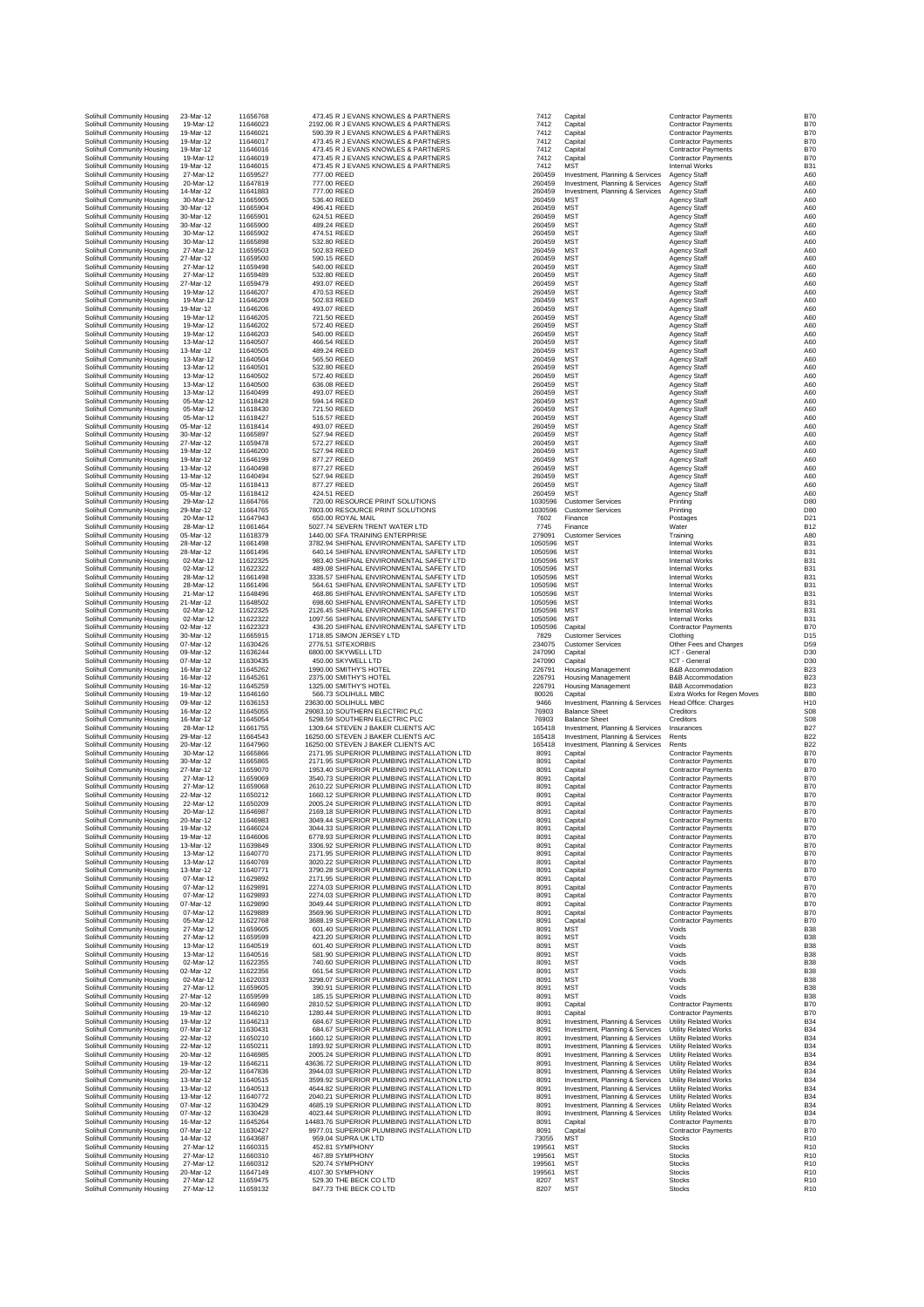| | | | | | | | | |
|---|---|---|---|---|---|---|---|---|
| Solihull Community Housing | 23-Mar-12 | 11656768 | 473.45 | R J EVANS KNOWLES & PARTNERS | 7412 | Capital | Contractor Payments | B70 |
| Solihull Community Housing | 19-Mar-12 | 11646023 | 2192.06 | R J EVANS KNOWLES & PARTNERS | 7412 | Capital | Contractor Payments | B70 |
| Solihull Community Housing | 19-Mar-12 | 11646021 | 590.39 | R J EVANS KNOWLES & PARTNERS | 7412 | Capital | Contractor Payments | B70 |
| Solihull Community Housing | 19-Mar-12 | 11646017 | 473.45 | R J EVANS KNOWLES & PARTNERS | 7412 | Capital | Contractor Payments | B70 |
| Solihull Community Housing | 19-Mar-12 | 11646016 | 473.45 | R J EVANS KNOWLES & PARTNERS | 7412 | Capital | Contractor Payments | B70 |
| Solihull Community Housing | 19-Mar-12 | 11646019 | 473.45 | R J EVANS KNOWLES & PARTNERS | 7412 | Capital | Contractor Payments | B70 |
| Solihull Community Housing | 19-Mar-12 | 11646015 | 473.45 | R J EVANS KNOWLES & PARTNERS | 7412 | MST | Internal Works | B31 |
| Solihull Community Housing | 27-Mar-12 | 11659527 | 777.00 | REED | 260459 | Investment, Planning & Services | Agency Staff | A60 |
| Solihull Community Housing | 20-Mar-12 | 11647819 | 777.00 | REED | 260459 | Investment, Planning & Services | Agency Staff | A60 |
| Solihull Community Housing | 14-Mar-12 | 11641883 | 777.00 | REED | 260459 | Investment, Planning & Services | Agency Staff | A60 |
| Solihull Community Housing | 30-Mar-12 | 11665905 | 536.40 | REED | 260459 | MST | Agency Staff | A60 |
| Solihull Community Housing | 30-Mar-12 | 11665904 | 496.41 | REED | 260459 | MST | Agency Staff | A60 |
| Solihull Community Housing | 30-Mar-12 | 11665901 | 624.51 | REED | 260459 | MST | Agency Staff | A60 |
| Solihull Community Housing | 30-Mar-12 | 11665900 | 489.24 | REED | 260459 | MST | Agency Staff | A60 |
| Solihull Community Housing | 30-Mar-12 | 11665902 | 474.51 | REED | 260459 | MST | Agency Staff | A60 |
| Solihull Community Housing | 30-Mar-12 | 11665898 | 532.80 | REED | 260459 | MST | Agency Staff | A60 |
| Solihull Community Housing | 27-Mar-12 | 11659503 | 502.83 | REED | 260459 | MST | Agency Staff | A60 |
| Solihull Community Housing | 27-Mar-12 | 11659500 | 590.15 | REED | 260459 | MST | Agency Staff | A60 |
| Solihull Community Housing | 27-Mar-12 | 11659498 | 540.00 | REED | 260459 | MST | Agency Staff | A60 |
| Solihull Community Housing | 27-Mar-12 | 11659489 | 532.80 | REED | 260459 | MST | Agency Staff | A60 |
| Solihull Community Housing | 27-Mar-12 | 11659479 | 493.07 | REED | 260459 | MST | Agency Staff | A60 |
| Solihull Community Housing | 19-Mar-12 | 11646207 | 470.53 | REED | 260459 | MST | Agency Staff | A60 |
| Solihull Community Housing | 19-Mar-12 | 11646209 | 502.83 | REED | 260459 | MST | Agency Staff | A60 |
| Solihull Community Housing | 19-Mar-12 | 11646206 | 493.07 | REED | 260459 | MST | Agency Staff | A60 |
| Solihull Community Housing | 19-Mar-12 | 11646205 | 721.50 | REED | 260459 | MST | Agency Staff | A60 |
| Solihull Community Housing | 19-Mar-12 | 11646202 | 572.40 | REED | 260459 | MST | Agency Staff | A60 |
| Solihull Community Housing | 19-Mar-12 | 11646203 | 540.00 | REED | 260459 | MST | Agency Staff | A60 |
| Solihull Community Housing | 13-Mar-12 | 11640507 | 466.54 | REED | 260459 | MST | Agency Staff | A60 |
| Solihull Community Housing | 13-Mar-12 | 11640505 | 489.24 | REED | 260459 | MST | Agency Staff | A60 |
| Solihull Community Housing | 13-Mar-12 | 11640504 | 565.50 | REED | 260459 | MST | Agency Staff | A60 |
| Solihull Community Housing | 13-Mar-12 | 11640501 | 532.80 | REED | 260459 | MST | Agency Staff | A60 |
| Solihull Community Housing | 13-Mar-12 | 11640502 | 572.40 | REED | 260459 | MST | Agency Staff | A60 |
| Solihull Community Housing | 13-Mar-12 | 11640500 | 636.08 | REED | 260459 | MST | Agency Staff | A60 |
| Solihull Community Housing | 13-Mar-12 | 11640499 | 493.07 | REED | 260459 | MST | Agency Staff | A60 |
| Solihull Community Housing | 05-Mar-12 | 11618428 | 594.14 | REED | 260459 | MST | Agency Staff | A60 |
| Solihull Community Housing | 05-Mar-12 | 11618430 | 721.50 | REED | 260459 | MST | Agency Staff | A60 |
| Solihull Community Housing | 05-Mar-12 | 11618427 | 516.57 | REED | 260459 | MST | Agency Staff | A60 |
| Solihull Community Housing | 05-Mar-12 | 11618414 | 493.07 | REED | 260459 | MST | Agency Staff | A60 |
| Solihull Community Housing | 30-Mar-12 | 11665897 | 527.94 | REED | 260459 | MST | Agency Staff | A60 |
| Solihull Community Housing | 27-Mar-12 | 11659478 | 572.27 | REED | 260459 | MST | Agency Staff | A60 |
| Solihull Community Housing | 19-Mar-12 | 11646200 | 527.94 | REED | 260459 | MST | Agency Staff | A60 |
| Solihull Community Housing | 19-Mar-12 | 11646199 | 877.27 | REED | 260459 | MST | Agency Staff | A60 |
| Solihull Community Housing | 13-Mar-12 | 11640498 | 877.27 | REED | 260459 | MST | Agency Staff | A60 |
| Solihull Community Housing | 13-Mar-12 | 11640494 | 527.94 | REED | 260459 | MST | Agency Staff | A60 |
| Solihull Community Housing | 05-Mar-12 | 11618413 | 877.27 | REED | 260459 | MST | Agency Staff | A60 |
| Solihull Community Housing | 05-Mar-12 | 11618412 | 424.51 | REED | 260459 | MST | Agency Staff | A60 |
| Solihull Community Housing | 29-Mar-12 | 11664766 | 720.00 | RESOURCE PRINT SOLUTIONS | 1030596 | Customer Services | Printing | D80 |
| Solihull Community Housing | 29-Mar-12 | 11664765 | 7803.00 | RESOURCE PRINT SOLUTIONS | 1030596 | Customer Services | Printing | D80 |
| Solihull Community Housing | 20-Mar-12 | 11647943 | 650.00 | ROYAL MAIL | 7602 | Finance | Postages | D21 |
| Solihull Community Housing | 28-Mar-12 | 11661464 | 5027.74 | SEVERN TRENT WATER LTD | 7745 | Finance | Water | B12 |
| Solihull Community Housing | 05-Mar-12 | 11618379 | 1440.00 | SFA TRAINING ENTERPRISE | 279091 | Customer Services | Training | A80 |
| Solihull Community Housing | 28-Mar-12 | 11661498 | 3782.94 | SHIFNAL ENVIRONMENTAL SAFETY LTD | 1050596 | MST | Internal Works | B31 |
| Solihull Community Housing | 28-Mar-12 | 11661496 | 640.14 | SHIFNAL ENVIRONMENTAL SAFETY LTD | 1050596 | MST | Internal Works | B31 |
| Solihull Community Housing | 02-Mar-12 | 11622325 | 983.40 | SHIFNAL ENVIRONMENTAL SAFETY LTD | 1050596 | MST | Internal Works | B31 |
| Solihull Community Housing | 02-Mar-12 | 11622322 | 489.08 | SHIFNAL ENVIRONMENTAL SAFETY LTD | 1050596 | MST | Internal Works | B31 |
| Solihull Community Housing | 28-Mar-12 | 11661498 | 3336.57 | SHIFNAL ENVIRONMENTAL SAFETY LTD | 1050596 | MST | Internal Works | B31 |
| Solihull Community Housing | 28-Mar-12 | 11661496 | 564.61 | SHIFNAL ENVIRONMENTAL SAFETY LTD | 1050596 | MST | Internal Works | B31 |
| Solihull Community Housing | 21-Mar-12 | 11648496 | 468.86 | SHIFNAL ENVIRONMENTAL SAFETY LTD | 1050596 | MST | Internal Works | B31 |
| Solihull Community Housing | 21-Mar-12 | 11648502 | 698.60 | SHIFNAL ENVIRONMENTAL SAFETY LTD | 1050596 | MST | Internal Works | B31 |
| Solihull Community Housing | 02-Mar-12 | 11622325 | 2126.45 | SHIFNAL ENVIRONMENTAL SAFETY LTD | 1050596 | MST | Internal Works | B31 |
| Solihull Community Housing | 02-Mar-12 | 11622322 | 1097.56 | SHIFNAL ENVIRONMENTAL SAFETY LTD | 1050596 | MST | Internal Works | B31 |
| Solihull Community Housing | 02-Mar-12 | 11622323 | 436.20 | SHIFNAL ENVIRONMENTAL SAFETY LTD | 1050596 | Capital | Contractor Payments | B70 |
| Solihull Community Housing | 30-Mar-12 | 11665915 | 1718.85 | SIMON JERSEY LTD | 7829 | Customer Services | Clothing | D15 |
| Solihull Community Housing | 07-Mar-12 | 11630426 | 2776.51 | SITEXORBIS | 234075 | Customer Services | Other Fees and Charges | D59 |
| Solihull Community Housing | 09-Mar-12 | 11636244 | 6800.00 | SKYWELL LTD | 247090 | Capital | ICT - General | D30 |
| Solihull Community Housing | 07-Mar-12 | 11630435 | 450.00 | SKYWELL LTD | 247090 | Capital | ICT - General | D30 |
| Solihull Community Housing | 16-Mar-12 | 11645262 | 1990.00 | SMITHY'S HOTEL | 226791 | Housing Management | B&B Accommodation | B23 |
| Solihull Community Housing | 16-Mar-12 | 11645261 | 2375.00 | SMITHY'S HOTEL | 226791 | Housing Management | B&B Accommodation | B23 |
| Solihull Community Housing | 16-Mar-12 | 11645259 | 1325.00 | SMITHY'S HOTEL | 226791 | Housing Management | B&B Accommodation | B23 |
| Solihull Community Housing | 19-Mar-12 | 11646160 | 566.73 | SOLIHULL MBC | 80026 | Capital | Extra Works for Regen Moves | B80 |
| Solihull Community Housing | 09-Mar-12 | 11636153 | 23630.00 | SOLIHULL MBC | 9466 | Investment, Planning & Services | Head Office: Charges | H10 |
| Solihull Community Housing | 16-Mar-12 | 11645055 | 29083.10 | SOUTHERN ELECTRIC PLC | 76903 | Balance Sheet | Creditors | S08 |
| Solihull Community Housing | 16-Mar-12 | 11645054 | 5298.59 | SOUTHERN ELECTRIC PLC | 76903 | Balance Sheet | Creditors | S08 |
| Solihull Community Housing | 28-Mar-12 | 11661755 | 1309.64 | STEVEN J BAKER CLIENTS A/C | 165418 | Investment, Planning & Services | Insurances | B27 |
| Solihull Community Housing | 29-Mar-12 | 11664543 | 16250.00 | STEVEN J BAKER CLIENTS A/C | 165418 | Investment, Planning & Services | Rents | B22 |
| Solihull Community Housing | 20-Mar-12 | 11647960 | 16250.00 | STEVEN J BAKER CLIENTS A/C | 165418 | Investment, Planning & Services | Rents | B22 |
| Solihull Community Housing | 30-Mar-12 | 11665866 | 2171.95 | SUPERIOR PLUMBING INSTALLATION LTD | 8091 | Capital | Contractor Payments | B70 |
| Solihull Community Housing | 30-Mar-12 | 11665865 | 2171.95 | SUPERIOR PLUMBING INSTALLATION LTD | 8091 | Capital | Contractor Payments | B70 |
| Solihull Community Housing | 27-Mar-12 | 11659070 | 1953.40 | SUPERIOR PLUMBING INSTALLATION LTD | 8091 | Capital | Contractor Payments | B70 |
| Solihull Community Housing | 27-Mar-12 | 11659069 | 3540.73 | SUPERIOR PLUMBING INSTALLATION LTD | 8091 | Capital | Contractor Payments | B70 |
| Solihull Community Housing | 27-Mar-12 | 11659068 | 2610.22 | SUPERIOR PLUMBING INSTALLATION LTD | 8091 | Capital | Contractor Payments | B70 |
| Solihull Community Housing | 22-Mar-12 | 11650212 | 1660.12 | SUPERIOR PLUMBING INSTALLATION LTD | 8091 | Capital | Contractor Payments | B70 |
| Solihull Community Housing | 22-Mar-12 | 11650209 | 2005.24 | SUPERIOR PLUMBING INSTALLATION LTD | 8091 | Capital | Contractor Payments | B70 |
| Solihull Community Housing | 20-Mar-12 | 11646987 | 2169.18 | SUPERIOR PLUMBING INSTALLATION LTD | 8091 | Capital | Contractor Payments | B70 |
| Solihull Community Housing | 20-Mar-12 | 11646983 | 3049.44 | SUPERIOR PLUMBING INSTALLATION LTD | 8091 | Capital | Contractor Payments | B70 |
| Solihull Community Housing | 19-Mar-12 | 11646024 | 3044.33 | SUPERIOR PLUMBING INSTALLATION LTD | 8091 | Capital | Contractor Payments | B70 |
| Solihull Community Housing | 19-Mar-12 | 11646006 | 6778.93 | SUPERIOR PLUMBING INSTALLATION LTD | 8091 | Capital | Contractor Payments | B70 |
| Solihull Community Housing | 13-Mar-12 | 11639849 | 3306.92 | SUPERIOR PLUMBING INSTALLATION LTD | 8091 | Capital | Contractor Payments | B70 |
| Solihull Community Housing | 13-Mar-12 | 11640770 | 2171.95 | SUPERIOR PLUMBING INSTALLATION LTD | 8091 | Capital | Contractor Payments | B70 |
| Solihull Community Housing | 13-Mar-12 | 11640769 | 3020.22 | SUPERIOR PLUMBING INSTALLATION LTD | 8091 | Capital | Contractor Payments | B70 |
| Solihull Community Housing | 13-Mar-12 | 11640771 | 3790.28 | SUPERIOR PLUMBING INSTALLATION LTD | 8091 | Capital | Contractor Payments | B70 |
| Solihull Community Housing | 07-Mar-12 | 11629892 | 2171.95 | SUPERIOR PLUMBING INSTALLATION LTD | 8091 | Capital | Contractor Payments | B70 |
| Solihull Community Housing | 07-Mar-12 | 11629891 | 2274.03 | SUPERIOR PLUMBING INSTALLATION LTD | 8091 | Capital | Contractor Payments | B70 |
| Solihull Community Housing | 07-Mar-12 | 11629893 | 2274.03 | SUPERIOR PLUMBING INSTALLATION LTD | 8091 | Capital | Contractor Payments | B70 |
| Solihull Community Housing | 07-Mar-12 | 11629890 | 3049.44 | SUPERIOR PLUMBING INSTALLATION LTD | 8091 | Capital | Contractor Payments | B70 |
| Solihull Community Housing | 07-Mar-12 | 11629889 | 3569.96 | SUPERIOR PLUMBING INSTALLATION LTD | 8091 | Capital | Contractor Payments | B70 |
| Solihull Community Housing | 05-Mar-12 | 11622768 | 3688.19 | SUPERIOR PLUMBING INSTALLATION LTD | 8091 | Capital | Contractor Payments | B70 |
| Solihull Community Housing | 27-Mar-12 | 11659605 | 601.40 | SUPERIOR PLUMBING INSTALLATION LTD | 8091 | MST | Voids | B38 |
| Solihull Community Housing | 27-Mar-12 | 11659599 | 423.20 | SUPERIOR PLUMBING INSTALLATION LTD | 8091 | MST | Voids | B38 |
| Solihull Community Housing | 13-Mar-12 | 11640519 | 601.40 | SUPERIOR PLUMBING INSTALLATION LTD | 8091 | MST | Voids | B38 |
| Solihull Community Housing | 13-Mar-12 | 11640516 | 581.90 | SUPERIOR PLUMBING INSTALLATION LTD | 8091 | MST | Voids | B38 |
| Solihull Community Housing | 02-Mar-12 | 11622355 | 740.60 | SUPERIOR PLUMBING INSTALLATION LTD | 8091 | MST | Voids | B38 |
| Solihull Community Housing | 02-Mar-12 | 11622356 | 661.54 | SUPERIOR PLUMBING INSTALLATION LTD | 8091 | MST | Voids | B38 |
| Solihull Community Housing | 02-Mar-12 | 11622033 | 3298.07 | SUPERIOR PLUMBING INSTALLATION LTD | 8091 | MST | Voids | B38 |
| Solihull Community Housing | 27-Mar-12 | 11659605 | 390.91 | SUPERIOR PLUMBING INSTALLATION LTD | 8091 | MST | Voids | B38 |
| Solihull Community Housing | 27-Mar-12 | 11659599 | 185.15 | SUPERIOR PLUMBING INSTALLATION LTD | 8091 | MST | Voids | B38 |
| Solihull Community Housing | 20-Mar-12 | 11646980 | 2810.52 | SUPERIOR PLUMBING INSTALLATION LTD | 8091 | Capital | Contractor Payments | B70 |
| Solihull Community Housing | 19-Mar-12 | 11646210 | 1280.44 | SUPERIOR PLUMBING INSTALLATION LTD | 8091 | Capital | Contractor Payments | B70 |
| Solihull Community Housing | 19-Mar-12 | 11646213 | 684.67 | SUPERIOR PLUMBING INSTALLATION LTD | 8091 | Investment, Planning & Services | Utility Related Works | B34 |
| Solihull Community Housing | 07-Mar-12 | 11630431 | 684.67 | SUPERIOR PLUMBING INSTALLATION LTD | 8091 | Investment, Planning & Services | Utility Related Works | B34 |
| Solihull Community Housing | 22-Mar-12 | 11650210 | 1660.12 | SUPERIOR PLUMBING INSTALLATION LTD | 8091 | Investment, Planning & Services | Utility Related Works | B34 |
| Solihull Community Housing | 22-Mar-12 | 11650211 | 1893.92 | SUPERIOR PLUMBING INSTALLATION LTD | 8091 | Investment, Planning & Services | Utility Related Works | B34 |
| Solihull Community Housing | 20-Mar-12 | 11646985 | 2005.24 | SUPERIOR PLUMBING INSTALLATION LTD | 8091 | Investment, Planning & Services | Utility Related Works | B34 |
| Solihull Community Housing | 19-Mar-12 | 11646211 | 43636.72 | SUPERIOR PLUMBING INSTALLATION LTD | 8091 | Investment, Planning & Services | Utility Related Works | B34 |
| Solihull Community Housing | 20-Mar-12 | 11647836 | 3944.03 | SUPERIOR PLUMBING INSTALLATION LTD | 8091 | Investment, Planning & Services | Utility Related Works | B34 |
| Solihull Community Housing | 13-Mar-12 | 11640515 | 3599.92 | SUPERIOR PLUMBING INSTALLATION LTD | 8091 | Investment, Planning & Services | Utility Related Works | B34 |
| Solihull Community Housing | 13-Mar-12 | 11640513 | 4644.82 | SUPERIOR PLUMBING INSTALLATION LTD | 8091 | Investment, Planning & Services | Utility Related Works | B34 |
| Solihull Community Housing | 13-Mar-12 | 11640772 | 2040.21 | SUPERIOR PLUMBING INSTALLATION LTD | 8091 | Investment, Planning & Services | Utility Related Works | B34 |
| Solihull Community Housing | 07-Mar-12 | 11630429 | 4685.19 | SUPERIOR PLUMBING INSTALLATION LTD | 8091 | Investment, Planning & Services | Utility Related Works | B34 |
| Solihull Community Housing | 07-Mar-12 | 11630428 | 4023.44 | SUPERIOR PLUMBING INSTALLATION LTD | 8091 | Investment, Planning & Services | Utility Related Works | B34 |
| Solihull Community Housing | 16-Mar-12 | 11645264 | 14483.76 | SUPERIOR PLUMBING INSTALLATION LTD | 8091 | Capital | Contractor Payments | B70 |
| Solihull Community Housing | 07-Mar-12 | 11630427 | 9977.01 | SUPERIOR PLUMBING INSTALLATION LTD | 8091 | Capital | Contractor Payments | B70 |
| Solihull Community Housing | 14-Mar-12 | 11643687 | 959.04 | SUPRA UK LTD | 73055 | MST | Stocks | R10 |
| Solihull Community Housing | 27-Mar-12 | 11660315 | 452.81 | SYMPHONY | 199561 | MST | Stocks | R10 |
| Solihull Community Housing | 27-Mar-12 | 11660310 | 467.89 | SYMPHONY | 199561 | MST | Stocks | R10 |
| Solihull Community Housing | 27-Mar-12 | 11660312 | 520.74 | SYMPHONY | 199561 | MST | Stocks | R10 |
| Solihull Community Housing | 20-Mar-12 | 11647149 | 4107.30 | SYMPHONY | 199561 | MST | Stocks | R10 |
| Solihull Community Housing | 27-Mar-12 | 11659475 | 529.30 | THE BECK CO LTD | 8207 | MST | Stocks | R10 |
| Solihull Community Housing | 27-Mar-12 | 11659132 | 847.73 | THE BECK CO LTD | 8207 | MST | Stocks | R10 |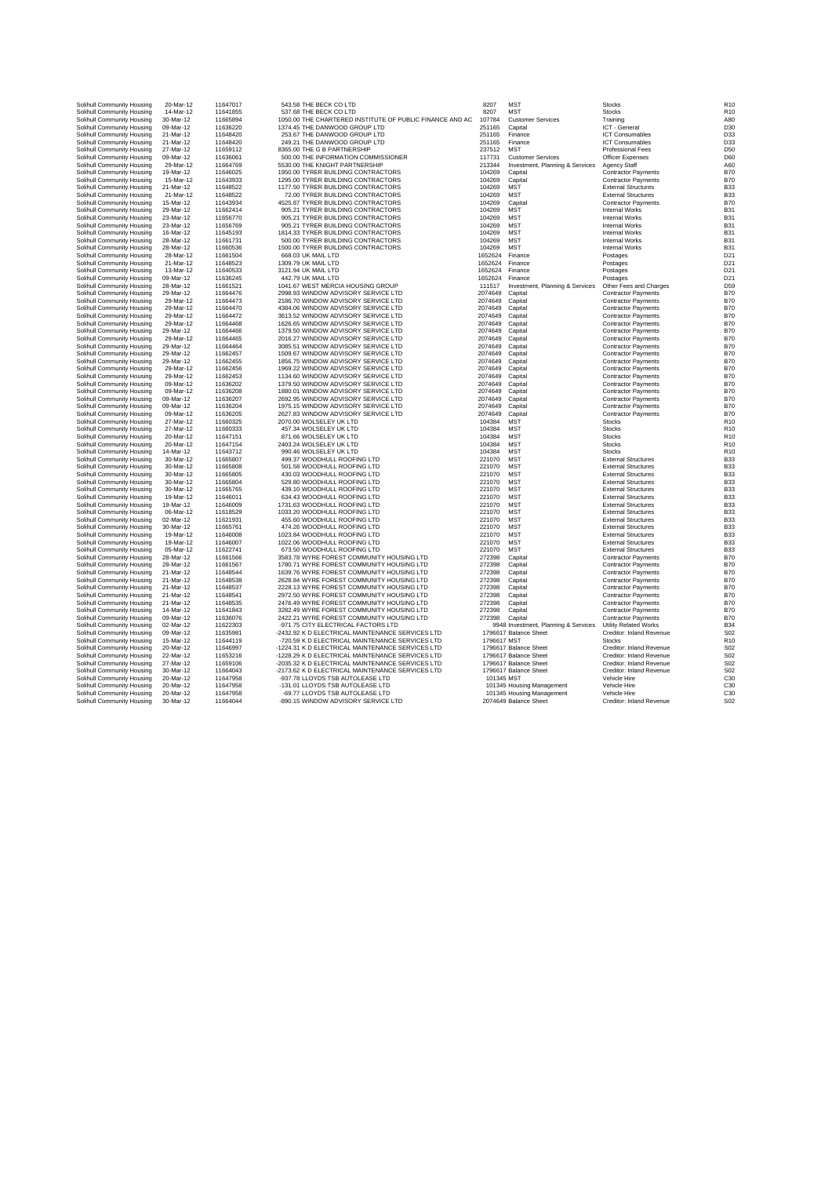| | | | | | | | | |
|---|---|---|---|---|---|---|---|---|
| Solihull Community Housing | 20-Mar-12 | 11647017 | 543.58 | THE BECK CO LTD | 8207 | MST | Stocks | R10 |
| Solihull Community Housing | 14-Mar-12 | 11641855 | 537.68 | THE BECK CO LTD | 8207 | MST | Stocks | R10 |
| Solihull Community Housing | 30-Mar-12 | 11665894 | 1050.00 | THE CHARTERED INSTITUTE OF PUBLIC FINANCE AND AC | 107784 | Customer Services | Training | A80 |
| Solihull Community Housing | 09-Mar-12 | 11636220 | 1374.45 | THE DANWOOD GROUP LTD | 251165 | Capital | ICT - General | D30 |
| Solihull Community Housing | 21-Mar-12 | 11648420 | 253.67 | THE DANWOOD GROUP LTD | 251165 | Finance | ICT Consumables | D33 |
| Solihull Community Housing | 21-Mar-12 | 11648420 | 249.21 | THE DANWOOD GROUP LTD | 251165 | Finance | ICT Consumables | D33 |
| Solihull Community Housing | 27-Mar-12 | 11659112 | 8365.00 | THE G B PARTNERSHIP | 237512 | MST | Professional Fees | D50 |
| Solihull Community Housing | 09-Mar-12 | 11636061 | 500.00 | THE INFORMATION COMMISSIONER | 117731 | Customer Services | Officer Expenses | D60 |
| Solihull Community Housing | 29-Mar-12 | 11664769 | 5530.00 | THE KNIGHT PARTNERSHIP | 213344 | Investment, Planning & Services | Agency Staff | A60 |
| Solihull Community Housing | 19-Mar-12 | 11646025 | 1950.00 | TYRER BUILDING CONTRACTORS | 104269 | Capital | Contractor Payments | B70 |
| Solihull Community Housing | 15-Mar-12 | 11643933 | 1295.00 | TYRER BUILDING CONTRACTORS | 104269 | Capital | Contractor Payments | B70 |
| Solihull Community Housing | 21-Mar-12 | 11648522 | 1177.50 | TYRER BUILDING CONTRACTORS | 104269 | MST | External Structures | B33 |
| Solihull Community Housing | 21-Mar-12 | 11648522 | 72.00 | TYRER BUILDING CONTRACTORS | 104269 | MST | External Structures | B33 |
| Solihull Community Housing | 15-Mar-12 | 11643934 | 4525.87 | TYRER BUILDING CONTRACTORS | 104269 | Capital | Contractor Payments | B70 |
| Solihull Community Housing | 29-Mar-12 | 11662414 | 905.21 | TYRER BUILDING CONTRACTORS | 104269 | MST | Internal Works | B31 |
| Solihull Community Housing | 23-Mar-12 | 11656770 | 905.21 | TYRER BUILDING CONTRACTORS | 104269 | MST | Internal Works | B31 |
| Solihull Community Housing | 23-Mar-12 | 11656769 | 905.21 | TYRER BUILDING CONTRACTORS | 104269 | MST | Internal Works | B31 |
| Solihull Community Housing | 16-Mar-12 | 11645193 | 1814.33 | TYRER BUILDING CONTRACTORS | 104269 | MST | Internal Works | B31 |
| Solihull Community Housing | 28-Mar-12 | 11661731 | 500.00 | TYRER BUILDING CONTRACTORS | 104269 | MST | Internal Works | B31 |
| Solihull Community Housing | 28-Mar-12 | 11660536 | 1500.00 | TYRER BUILDING CONTRACTORS | 104269 | MST | Internal Works | B31 |
| Solihull Community Housing | 28-Mar-12 | 11661504 | 668.03 | UK MAIL LTD | 1652624 | Finance | Postages | D21 |
| Solihull Community Housing | 21-Mar-12 | 11648523 | 1309.79 | UK MAIL LTD | 1652624 | Finance | Postages | D21 |
| Solihull Community Housing | 13-Mar-12 | 11640533 | 3121.94 | UK MAIL LTD | 1652624 | Finance | Postages | D21 |
| Solihull Community Housing | 09-Mar-12 | 11636245 | 442.79 | UK MAIL LTD | 1652624 | Finance | Postages | D21 |
| Solihull Community Housing | 28-Mar-12 | 11661521 | 1041.67 | WEST MERCIA HOUSING GROUP | 111517 | Investment, Planning & Services | Other Fees and Charges | D59 |
| Solihull Community Housing | 29-Mar-12 | 11664476 | 2998.93 | WINDOW ADVISORY SERVICE LTD | 2074649 | Capital | Contractor Payments | B70 |
| Solihull Community Housing | 29-Mar-12 | 11664473 | 2186.70 | WINDOW ADVISORY SERVICE LTD | 2074649 | Capital | Contractor Payments | B70 |
| Solihull Community Housing | 29-Mar-12 | 11664470 | 4384.06 | WINDOW ADVISORY SERVICE LTD | 2074649 | Capital | Contractor Payments | B70 |
| Solihull Community Housing | 29-Mar-12 | 11664472 | 3613.52 | WINDOW ADVISORY SERVICE LTD | 2074649 | Capital | Contractor Payments | B70 |
| Solihull Community Housing | 29-Mar-12 | 11664468 | 1626.65 | WINDOW ADVISORY SERVICE LTD | 2074649 | Capital | Contractor Payments | B70 |
| Solihull Community Housing | 29-Mar-12 | 11664466 | 1379.50 | WINDOW ADVISORY SERVICE LTD | 2074649 | Capital | Contractor Payments | B70 |
| Solihull Community Housing | 29-Mar-12 | 11664465 | 2016.27 | WINDOW ADVISORY SERVICE LTD | 2074649 | Capital | Contractor Payments | B70 |
| Solihull Community Housing | 29-Mar-12 | 11664464 | 3085.51 | WINDOW ADVISORY SERVICE LTD | 2074649 | Capital | Contractor Payments | B70 |
| Solihull Community Housing | 29-Mar-12 | 11662457 | 1509.67 | WINDOW ADVISORY SERVICE LTD | 2074649 | Capital | Contractor Payments | B70 |
| Solihull Community Housing | 29-Mar-12 | 11662455 | 1856.75 | WINDOW ADVISORY SERVICE LTD | 2074649 | Capital | Contractor Payments | B70 |
| Solihull Community Housing | 29-Mar-12 | 11662456 | 1969.22 | WINDOW ADVISORY SERVICE LTD | 2074649 | Capital | Contractor Payments | B70 |
| Solihull Community Housing | 29-Mar-12 | 11662453 | 1134.60 | WINDOW ADVISORY SERVICE LTD | 2074649 | Capital | Contractor Payments | B70 |
| Solihull Community Housing | 09-Mar-12 | 11636202 | 1379.50 | WINDOW ADVISORY SERVICE LTD | 2074649 | Capital | Contractor Payments | B70 |
| Solihull Community Housing | 09-Mar-12 | 11636208 | 1880.01 | WINDOW ADVISORY SERVICE LTD | 2074649 | Capital | Contractor Payments | B70 |
| Solihull Community Housing | 09-Mar-12 | 11636207 | 2692.95 | WINDOW ADVISORY SERVICE LTD | 2074649 | Capital | Contractor Payments | B70 |
| Solihull Community Housing | 09-Mar-12 | 11636204 | 1975.15 | WINDOW ADVISORY SERVICE LTD | 2074649 | Capital | Contractor Payments | B70 |
| Solihull Community Housing | 09-Mar-12 | 11636205 | 2627.83 | WINDOW ADVISORY SERVICE LTD | 2074649 | Capital | Contractor Payments | B70 |
| Solihull Community Housing | 27-Mar-12 | 11660325 | 2070.00 | WOLSELEY UK LTD | 104384 | MST | Stocks | R10 |
| Solihull Community Housing | 27-Mar-12 | 11660333 | 457.34 | WOLSELEY UK LTD | 104384 | MST | Stocks | R10 |
| Solihull Community Housing | 20-Mar-12 | 11647151 | 871.66 | WOLSELEY UK LTD | 104384 | MST | Stocks | R10 |
| Solihull Community Housing | 20-Mar-12 | 11647154 | 2403.24 | WOLSELEY UK LTD | 104384 | MST | Stocks | R10 |
| Solihull Community Housing | 14-Mar-12 | 11643712 | 990.46 | WOLSELEY UK LTD | 104384 | MST | Stocks | R10 |
| Solihull Community Housing | 30-Mar-12 | 11665807 | 499.37 | WOODHULL ROOFING LTD | 221070 | MST | External Structures | B33 |
| Solihull Community Housing | 30-Mar-12 | 11665808 | 501.58 | WOODHULL ROOFING LTD | 221070 | MST | External Structures | B33 |
| Solihull Community Housing | 30-Mar-12 | 11665805 | 430.03 | WOODHULL ROOFING LTD | 221070 | MST | External Structures | B33 |
| Solihull Community Housing | 30-Mar-12 | 11665804 | 529.80 | WOODHULL ROOFING LTD | 221070 | MST | External Structures | B33 |
| Solihull Community Housing | 30-Mar-12 | 11665765 | 439.10 | WOODHULL ROOFING LTD | 221070 | MST | External Structures | B33 |
| Solihull Community Housing | 19-Mar-12 | 11646011 | 634.43 | WOODHULL ROOFING LTD | 221070 | MST | External Structures | B33 |
| Solihull Community Housing | 19-Mar-12 | 11646009 | 1731.63 | WOODHULL ROOFING LTD | 221070 | MST | External Structures | B33 |
| Solihull Community Housing | 06-Mar-12 | 11618529 | 1033.20 | WOODHULL ROOFING LTD | 221070 | MST | External Structures | B33 |
| Solihull Community Housing | 02-Mar-12 | 11621931 | 455.60 | WOODHULL ROOFING LTD | 221070 | MST | External Structures | B33 |
| Solihull Community Housing | 30-Mar-12 | 11665761 | 474.26 | WOODHULL ROOFING LTD | 221070 | MST | External Structures | B33 |
| Solihull Community Housing | 19-Mar-12 | 11646008 | 1023.84 | WOODHULL ROOFING LTD | 221070 | MST | External Structures | B33 |
| Solihull Community Housing | 19-Mar-12 | 11646007 | 1022.06 | WOODHULL ROOFING LTD | 221070 | MST | External Structures | B33 |
| Solihull Community Housing | 05-Mar-12 | 11622741 | 673.50 | WOODHULL ROOFING LTD | 221070 | MST | External Structures | B33 |
| Solihull Community Housing | 28-Mar-12 | 11661566 | 3583.78 | WYRE FOREST COMMUNITY HOUSING LTD | 272398 | Capital | Contractor Payments | B70 |
| Solihull Community Housing | 28-Mar-12 | 11661567 | 1780.71 | WYRE FOREST COMMUNITY HOUSING LTD | 272398 | Capital | Contractor Payments | B70 |
| Solihull Community Housing | 21-Mar-12 | 11648544 | 1639.76 | WYRE FOREST COMMUNITY HOUSING LTD | 272398 | Capital | Contractor Payments | B70 |
| Solihull Community Housing | 21-Mar-12 | 11648538 | 2628.84 | WYRE FOREST COMMUNITY HOUSING LTD | 272398 | Capital | Contractor Payments | B70 |
| Solihull Community Housing | 21-Mar-12 | 11648537 | 2228.13 | WYRE FOREST COMMUNITY HOUSING LTD | 272398 | Capital | Contractor Payments | B70 |
| Solihull Community Housing | 21-Mar-12 | 11648541 | 2972.50 | WYRE FOREST COMMUNITY HOUSING LTD | 272398 | Capital | Contractor Payments | B70 |
| Solihull Community Housing | 21-Mar-12 | 11648535 | 2476.49 | WYRE FOREST COMMUNITY HOUSING LTD | 272398 | Capital | Contractor Payments | B70 |
| Solihull Community Housing | 14-Mar-12 | 11641843 | 3282.49 | WYRE FOREST COMMUNITY HOUSING LTD | 272398 | Capital | Contractor Payments | B70 |
| Solihull Community Housing | 09-Mar-12 | 11636076 | 2422.21 | WYRE FOREST COMMUNITY HOUSING LTD | 272398 | Capital | Contractor Payments | B70 |
| Solihull Community Housing | 02-Mar-12 | 11622303 | -971.75 | CITY ELECTRICAL FACTORS LTD | 9948 | Investment, Planning & Services | Utility Related Works | B34 |
| Solihull Community Housing | 09-Mar-12 | 11635981 | -2432.92 | K D ELECTRICAL MAINTENANCE SERVICES LTD | 1796617 | Balance Sheet | Creditor: Inland Revenue | S02 |
| Solihull Community Housing | 15-Mar-12 | 11644119 | -720.59 | K D ELECTRICAL MAINTENANCE SERVICES LTD | 1796617 | MST | Stocks | R10 |
| Solihull Community Housing | 20-Mar-12 | 11646997 | -1224.31 | K D ELECTRICAL MAINTENANCE SERVICES LTD | 1796617 | Balance Sheet | Creditor: Inland Revenue | S02 |
| Solihull Community Housing | 22-Mar-12 | 11653216 | -1228.29 | K D ELECTRICAL MAINTENANCE SERVICES LTD | 1796617 | Balance Sheet | Creditor: Inland Revenue | S02 |
| Solihull Community Housing | 27-Mar-12 | 11659106 | -2035.32 | K D ELECTRICAL MAINTENANCE SERVICES LTD | 1796617 | Balance Sheet | Creditor: Inland Revenue | S02 |
| Solihull Community Housing | 30-Mar-12 | 11664043 | -2173.62 | K D ELECTRICAL MAINTENANCE SERVICES LTD | 1796617 | Balance Sheet | Creditor: Inland Revenue | S02 |
| Solihull Community Housing | 20-Mar-12 | 11647958 | -937.78 | LLOYDS TSB AUTOLEASE LTD | 101345 | MST | Vehicle Hire | C30 |
| Solihull Community Housing | 20-Mar-12 | 11647958 | -131.01 | LLOYDS TSB AUTOLEASE LTD | 101345 | Housing Management | Vehicle Hire | C30 |
| Solihull Community Housing | 20-Mar-12 | 11647958 | -69.77 | LLOYDS TSB AUTOLEASE LTD | 101345 | Housing Management | Vehicle Hire | C30 |
| Solihull Community Housing | 30-Mar-12 | 11664044 | -890.15 | WINDOW ADVISORY SERVICE LTD | 2074649 | Balance Sheet | Creditor: Inland Revenue | S02 |